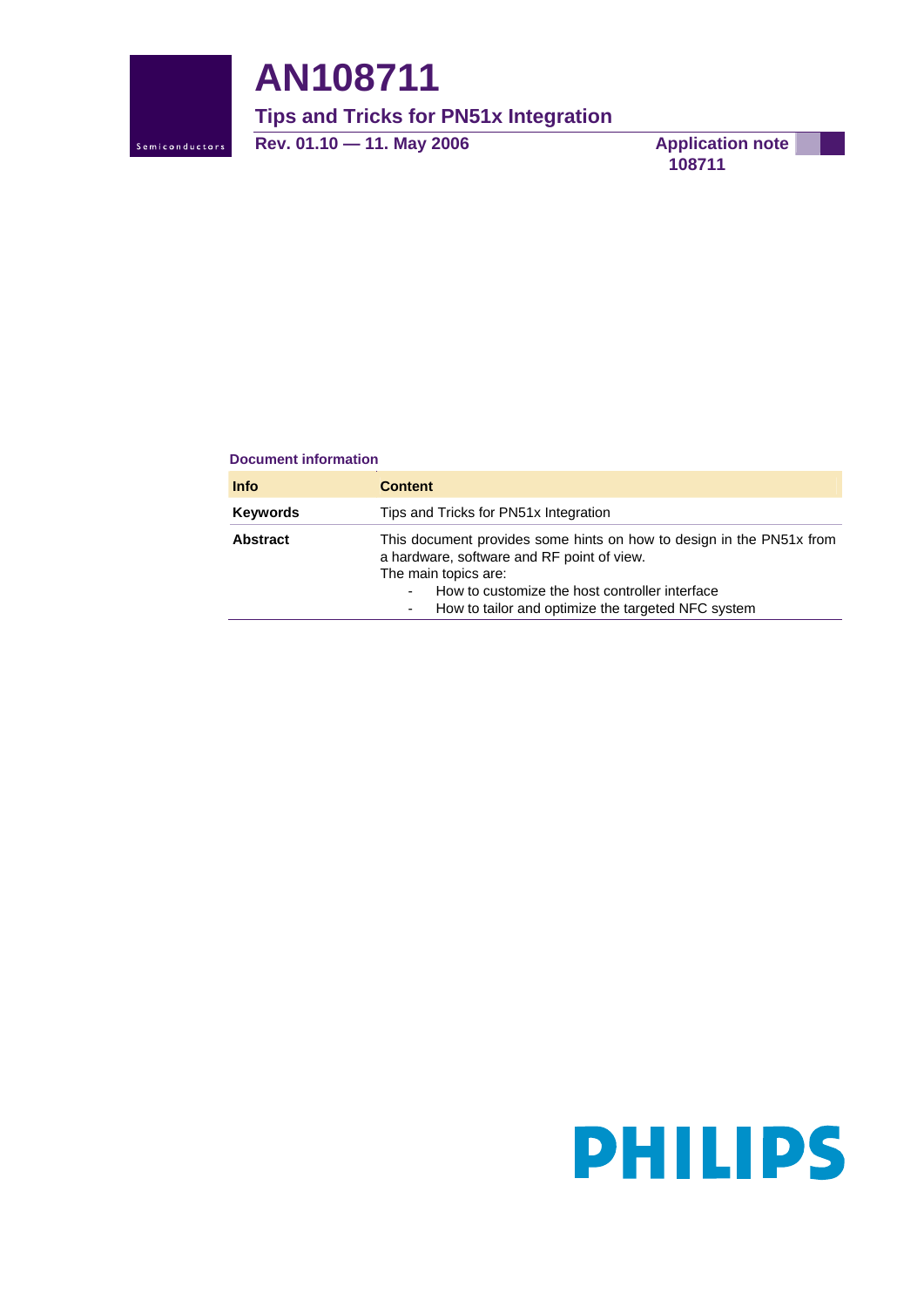# AN108711

## Tips and Tricks for PN51x Integration

**Rev. 01.10 — 11. May 2006**

**Application note**
**108711**

**Document information**

| Info | Content |
|---|---|
| **Keywords** | Tips and Tricks for PN51x Integration |
| **Abstract** | This document provides some hints on how to design in the PN51x from a hardware, software and RF point of view.<br>The main topics are:<br>- How to customize the host controller interface<br>- How to tailor and optimize the targeted NFC system |

PHILIPS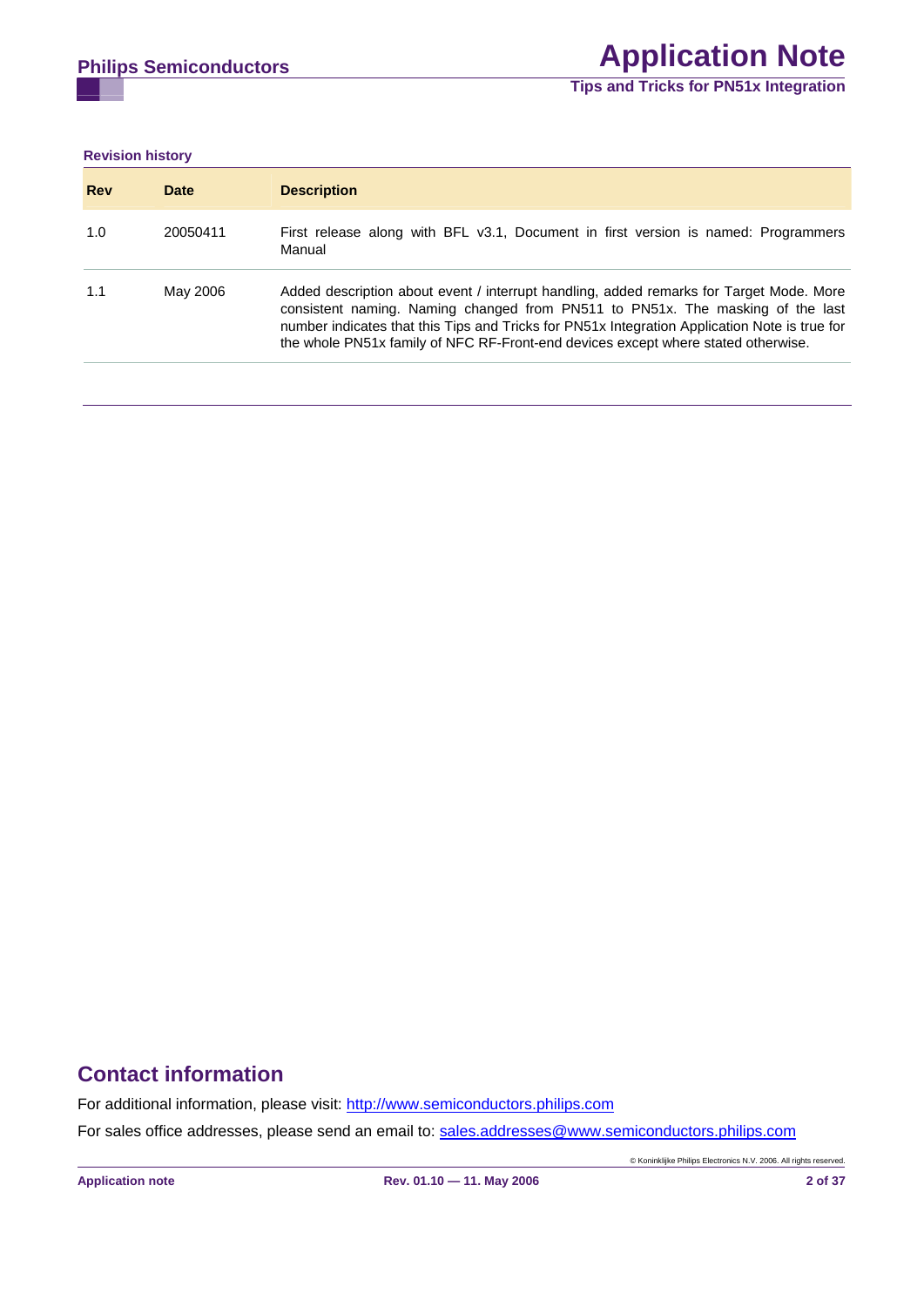**Revision history**

| Rev | Date | Description |
| --- | --- | --- |
| 1.0 | 20050411 | First release along with BFL v3.1, Document in first version is named: Programmers Manual |
| 1.1 | May 2006 | Added description about event / interrupt handling, added remarks for Target Mode. More consistent naming. Naming changed from PN511 to PN51x. The masking of the last number indicates that this Tips and Tricks for PN51x Integration Application Note is true for the whole PN51x family of NFC RF-Front-end devices except where stated otherwise. |

## Contact information

For additional information, please visit: http://www.semiconductors.philips.com

For sales office addresses, please send an email to: sales.addresses@www.semiconductors.philips.com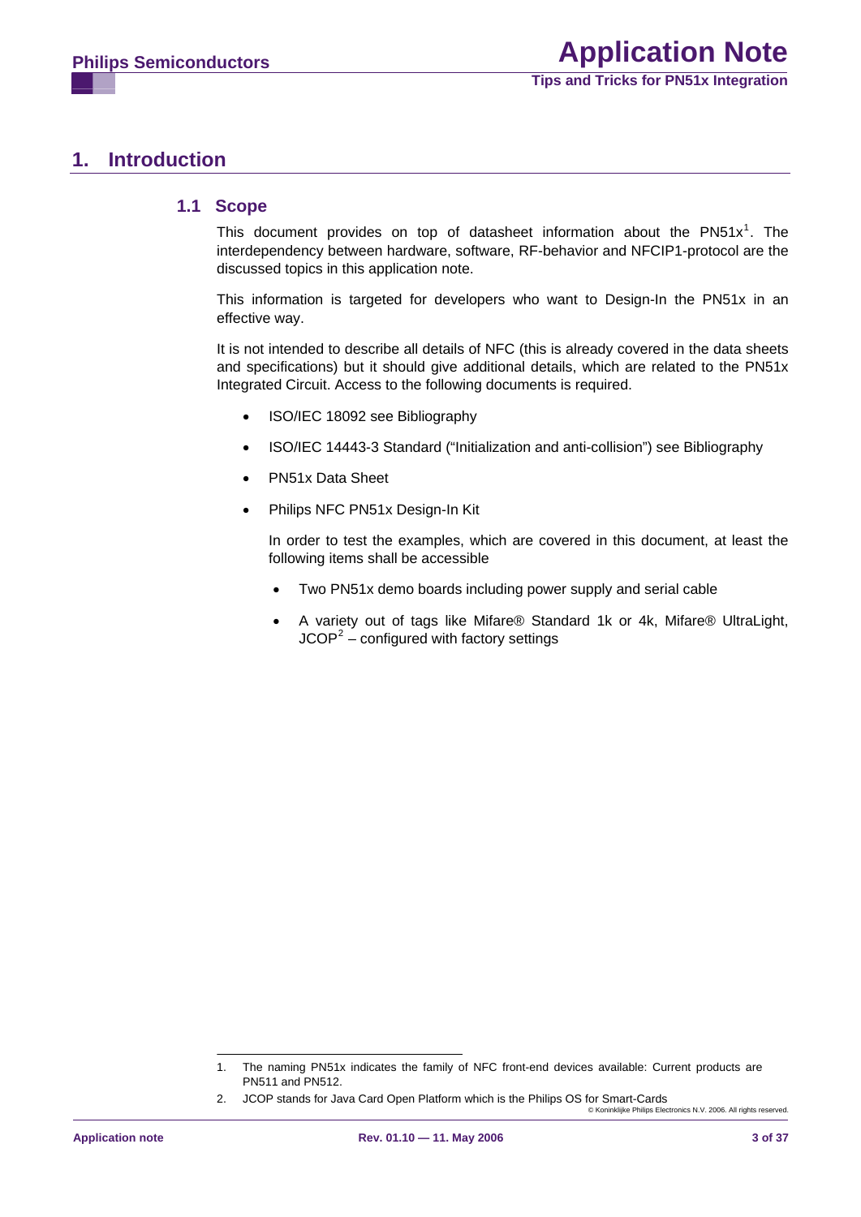# 1. Introduction

## 1.1 Scope

This document provides on top of datasheet information about the PN51x[1]. The interdependency between hardware, software, RF-behavior and NFCIP1-protocol are the discussed topics in this application note.

This information is targeted for developers who want to Design-In the PN51x in an effective way.

It is not intended to describe all details of NFC (this is already covered in the data sheets and specifications) but it should give additional details, which are related to the PN51x Integrated Circuit. Access to the following documents is required.

- ISO/IEC 18092 see Bibliography
- ISO/IEC 14443-3 Standard ("Initialization and anti-collision") see Bibliography
- PN51x Data Sheet
- Philips NFC PN51x Design-In Kit

  In order to test the examples, which are covered in this document, at least the following items shall be accessible

  - Two PN51x demo boards including power supply and serial cable
  - A variety out of tags like Mifare® Standard 1k or 4k, Mifare® UltraLight, JCOP[2] – configured with factory settings

---

1. The naming PN51x indicates the family of NFC front-end devices available: Current products are PN511 and PN512.
2. JCOP stands for Java Card Open Platform which is the Philips OS for Smart-Cards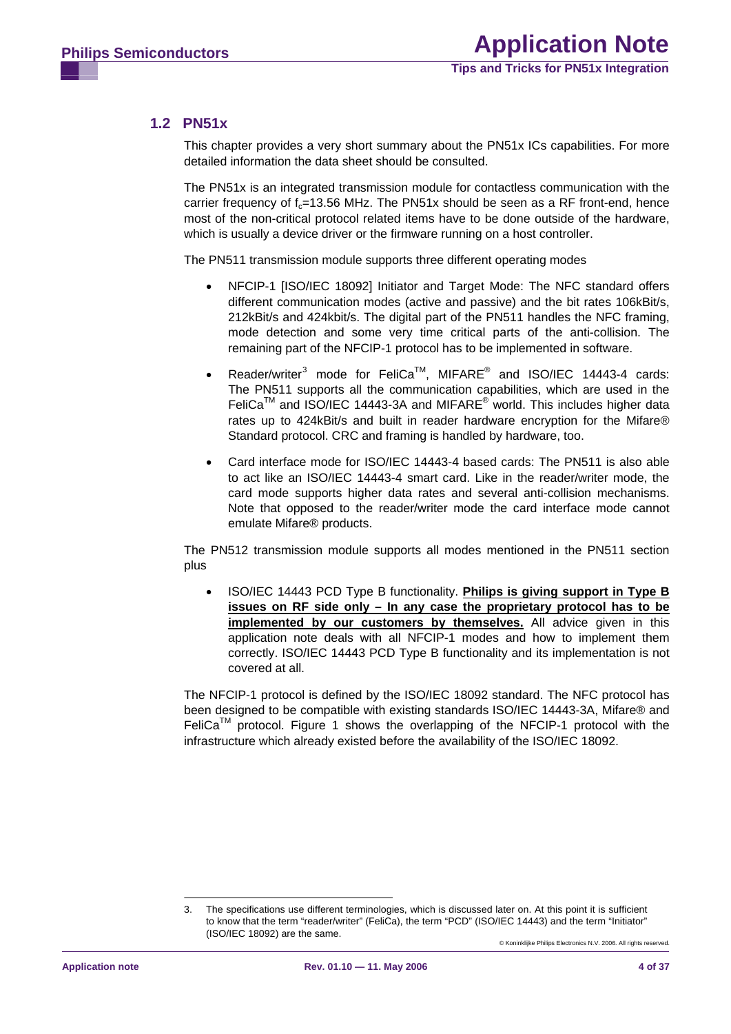## 1.2 PN51x

This chapter provides a very short summary about the PN51x ICs capabilities. For more detailed information the data sheet should be consulted.

The PN51x is an integrated transmission module for contactless communication with the carrier frequency of $f_c$=13.56 MHz. The PN51x should be seen as a RF front-end, hence most of the non-critical protocol related items have to be done outside of the hardware, which is usually a device driver or the firmware running on a host controller.

The PN511 transmission module supports three different operating modes

- NFCIP-1 [ISO/IEC 18092] Initiator and Target Mode: The NFC standard offers different communication modes (active and passive) and the bit rates 106kBit/s, 212kBit/s and 424kbit/s. The digital part of the PN511 handles the NFC framing, mode detection and some very time critical parts of the anti-collision. The remaining part of the NFCIP-1 protocol has to be implemented in software.
- Reader/writer[3] mode for FeliCa™, MIFARE® and ISO/IEC 14443-4 cards: The PN511 supports all the communication capabilities, which are used in the FeliCa™ and ISO/IEC 14443-3A and MIFARE® world. This includes higher data rates up to 424kBit/s and built in reader hardware encryption for the Mifare® Standard protocol. CRC and framing is handled by hardware, too.
- Card interface mode for ISO/IEC 14443-4 based cards: The PN511 is also able to act like an ISO/IEC 14443-4 smart card. Like in the reader/writer mode, the card mode supports higher data rates and several anti-collision mechanisms. Note that opposed to the reader/writer mode the card interface mode cannot emulate Mifare® products.

The PN512 transmission module supports all modes mentioned in the PN511 section plus

- ISO/IEC 14443 PCD Type B functionality. **Philips is giving support in Type B issues on RF side only – In any case the proprietary protocol has to be implemented by our customers by themselves.** All advice given in this application note deals with all NFCIP-1 modes and how to implement them correctly. ISO/IEC 14443 PCD Type B functionality and its implementation is not covered at all.

The NFCIP-1 protocol is defined by the ISO/IEC 18092 standard. The NFC protocol has been designed to be compatible with existing standards ISO/IEC 14443-3A, Mifare® and FeliCa™ protocol. Figure 1 shows the overlapping of the NFCIP-1 protocol with the infrastructure which already existed before the availability of the ISO/IEC 18092.

---

3. The specifications use different terminologies, which is discussed later on. At this point it is sufficient to know that the term "reader/writer" (FeliCa), the term "PCD" (ISO/IEC 14443) and the term "Initiator" (ISO/IEC 18092) are the same.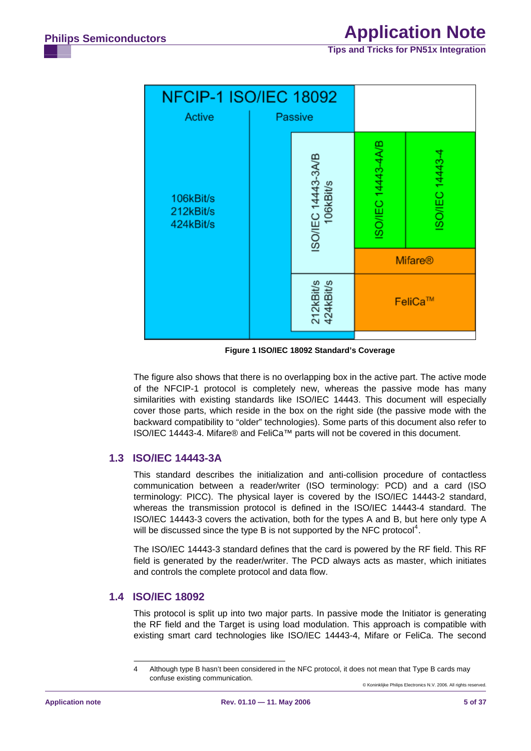NFCIP-1 ISO/IEC 18092

| Active | Passive | | | |
|---|---|---|---|---|
| 106kBit/s<br>212kBit/s<br>424kBit/s | ISO/IEC 14443-3A/B 106kBit/s | ISO/IEC 14443-4A/B | ISO/IEC 14443-4 | |
| | | Mifare® | | |
| | 212kBit/s 424kBit/s | FeliCa™ | | |

**Figure 1 ISO/IEC 18092 Standard's Coverage**

The figure also shows that there is no overlapping box in the active part. The active mode of the NFCIP-1 protocol is completely new, whereas the passive mode has many similarities with existing standards like ISO/IEC 14443. This document will especially cover those parts, which reside in the box on the right side (the passive mode with the backward compatibility to "older" technologies). Some parts of this document also refer to ISO/IEC 14443-4. Mifare® and FeliCa™ parts will not be covered in this document.

## 1.3 ISO/IEC 14443-3A

This standard describes the initialization and anti-collision procedure of contactless communication between a reader/writer (ISO terminology: PCD) and a card (ISO terminology: PICC). The physical layer is covered by the ISO/IEC 14443-2 standard, whereas the transmission protocol is defined in the ISO/IEC 14443-4 standard. The ISO/IEC 14443-3 covers the activation, both for the types A and B, but here only type A will be discussed since the type B is not supported by the NFC protocol[4].

The ISO/IEC 14443-3 standard defines that the card is powered by the RF field. This RF field is generated by the reader/writer. The PCD always acts as master, which initiates and controls the complete protocol and data flow.

## 1.4 ISO/IEC 18092

This protocol is split up into two major parts. In passive mode the Initiator is generating the RF field and the Target is using load modulation. This approach is compatible with existing smart card technologies like ISO/IEC 14443-4, Mifare or FeliCa. The second

4 Although type B hasn't been considered in the NFC protocol, it does not mean that Type B cards may confuse existing communication.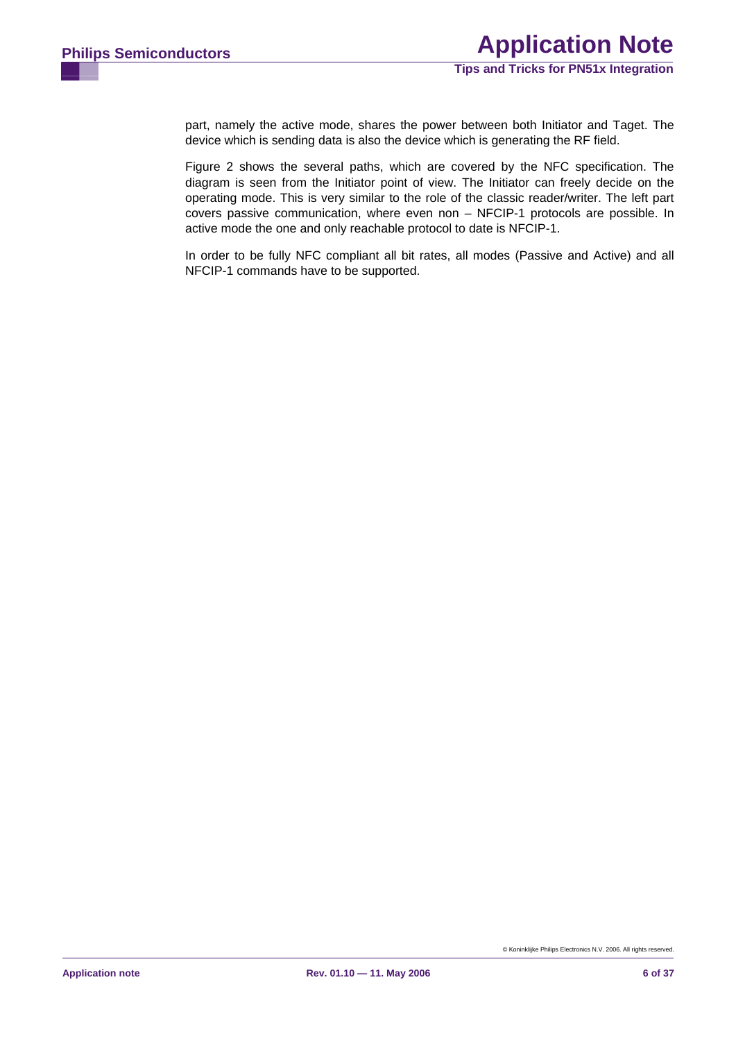part, namely the active mode, shares the power between both Initiator and Taget. The device which is sending data is also the device which is generating the RF field.

Figure 2 shows the several paths, which are covered by the NFC specification. The diagram is seen from the Initiator point of view. The Initiator can freely decide on the operating mode. This is very similar to the role of the classic reader/writer. The left part covers passive communication, where even non – NFCIP-1 protocols are possible. In active mode the one and only reachable protocol to date is NFCIP-1.

In order to be fully NFC compliant all bit rates, all modes (Passive and Active) and all NFCIP-1 commands have to be supported.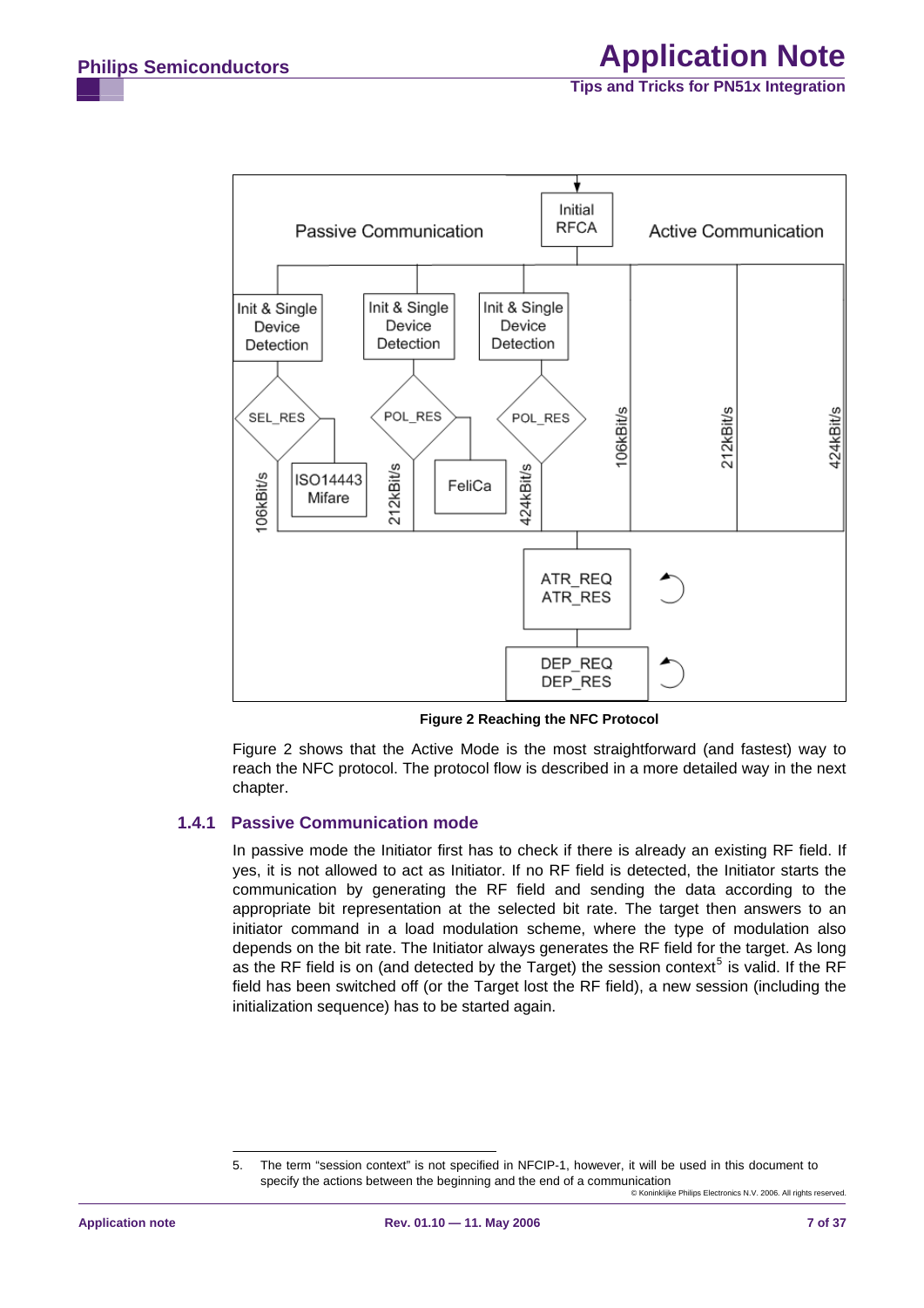Figure 2 Reaching the NFC Protocol

Figure 2 shows that the Active Mode is the most straightforward (and fastest) way to reach the NFC protocol. The protocol flow is described in a more detailed way in the next chapter.

### 1.4.1 Passive Communication mode

In passive mode the Initiator first has to check if there is already an existing RF field. If yes, it is not allowed to act as Initiator. If no RF field is detected, the Initiator starts the communication by generating the RF field and sending the data according to the appropriate bit representation at the selected bit rate. The target then answers to an initiator command in a load modulation scheme, where the type of modulation also depends on the bit rate. The Initiator always generates the RF field for the target. As long as the RF field is on (and detected by the Target) the session context[5] is valid. If the RF field has been switched off (or the Target lost the RF field), a new session (including the initialization sequence) has to be started again.

5. The term "session context" is not specified in NFCIP-1, however, it will be used in this document to specify the actions between the beginning and the end of a communication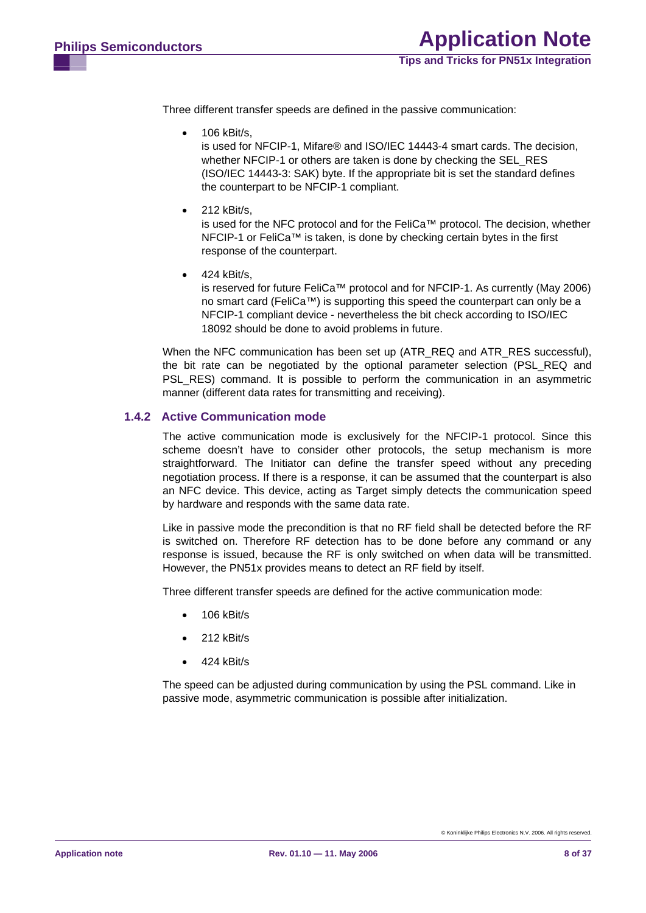Three different transfer speeds are defined in the passive communication:

- 106 kBit/s,
  is used for NFCIP-1, Mifare® and ISO/IEC 14443-4 smart cards. The decision, whether NFCIP-1 or others are taken is done by checking the SEL_RES (ISO/IEC 14443-3: SAK) byte. If the appropriate bit is set the standard defines the counterpart to be NFCIP-1 compliant.

- 212 kBit/s,
  is used for the NFC protocol and for the FeliCa™ protocol. The decision, whether NFCIP-1 or FeliCa™ is taken, is done by checking certain bytes in the first response of the counterpart.

- 424 kBit/s,
  is reserved for future FeliCa™ protocol and for NFCIP-1. As currently (May 2006) no smart card (FeliCa™) is supporting this speed the counterpart can only be a NFCIP-1 compliant device - nevertheless the bit check according to ISO/IEC 18092 should be done to avoid problems in future.

When the NFC communication has been set up (ATR_REQ and ATR_RES successful), the bit rate can be negotiated by the optional parameter selection (PSL_REQ and PSL_RES) command. It is possible to perform the communication in an asymmetric manner (different data rates for transmitting and receiving).

### 1.4.2 Active Communication mode

The active communication mode is exclusively for the NFCIP-1 protocol. Since this scheme doesn't have to consider other protocols, the setup mechanism is more straightforward. The Initiator can define the transfer speed without any preceding negotiation process. If there is a response, it can be assumed that the counterpart is also an NFC device. This device, acting as Target simply detects the communication speed by hardware and responds with the same data rate.

Like in passive mode the precondition is that no RF field shall be detected before the RF is switched on. Therefore RF detection has to be done before any command or any response is issued, because the RF is only switched on when data will be transmitted. However, the PN51x provides means to detect an RF field by itself.

Three different transfer speeds are defined for the active communication mode:

- 106 kBit/s
- 212 kBit/s
- 424 kBit/s

The speed can be adjusted during communication by using the PSL command. Like in passive mode, asymmetric communication is possible after initialization.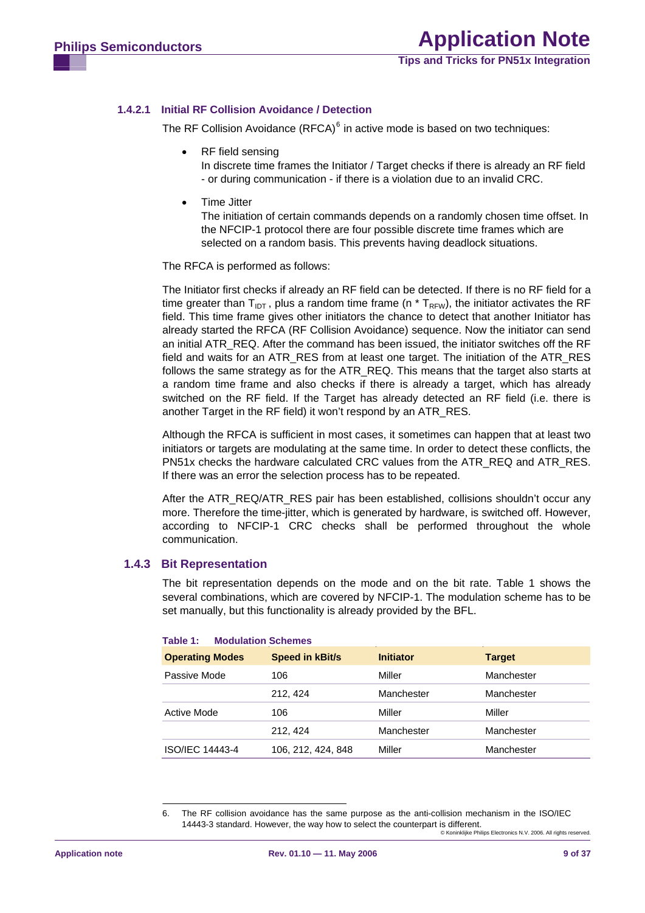#### 1.4.2.1 Initial RF Collision Avoidance / Detection

The RF Collision Avoidance (RFCA)[6] in active mode is based on two techniques:

- RF field sensing
  In discrete time frames the Initiator / Target checks if there is already an RF field - or during communication - if there is a violation due to an invalid CRC.
- Time Jitter
  The initiation of certain commands depends on a randomly chosen time offset. In the NFCIP-1 protocol there are four possible discrete time frames which are selected on a random basis. This prevents having deadlock situations.

The RFCA is performed as follows:

The Initiator first checks if already an RF field can be detected. If there is no RF field for a time greater than $T_{IDT}$, plus a random time frame (n * $T_{RFW}$), the initiator activates the RF field. This time frame gives other initiators the chance to detect that another Initiator has already started the RFCA (RF Collision Avoidance) sequence. Now the initiator can send an initial ATR_REQ. After the command has been issued, the initiator switches off the RF field and waits for an ATR_RES from at least one target. The initiation of the ATR_RES follows the same strategy as for the ATR_REQ. This means that the target also starts at a random time frame and also checks if there is already a target, which has already switched on the RF field. If the Target has already detected an RF field (i.e. there is another Target in the RF field) it won't respond by an ATR_RES.

Although the RFCA is sufficient in most cases, it sometimes can happen that at least two initiators or targets are modulating at the same time. In order to detect these conflicts, the PN51x checks the hardware calculated CRC values from the ATR_REQ and ATR_RES. If there was an error the selection process has to be repeated.

After the ATR_REQ/ATR_RES pair has been established, collisions shouldn't occur any more. Therefore the time-jitter, which is generated by hardware, is switched off. However, according to NFCIP-1 CRC checks shall be performed throughout the whole communication.

### 1.4.3 Bit Representation

The bit representation depends on the mode and on the bit rate. Table 1 shows the several combinations, which are covered by NFCIP-1. The modulation scheme has to be set manually, but this functionality is already provided by the BFL.

**Table 1: Modulation Schemes**

| Operating Modes | Speed in kBit/s | Initiator | Target |
|---|---|---|---|
| Passive Mode | 106 | Miller | Manchester |
| | 212, 424 | Manchester | Manchester |
| Active Mode | 106 | Miller | Miller |
| | 212, 424 | Manchester | Manchester |
| ISO/IEC 14443-4 | 106, 212, 424, 848 | Miller | Manchester |

6. The RF collision avoidance has the same purpose as the anti-collision mechanism in the ISO/IEC 14443-3 standard. However, the way how to select the counterpart is different.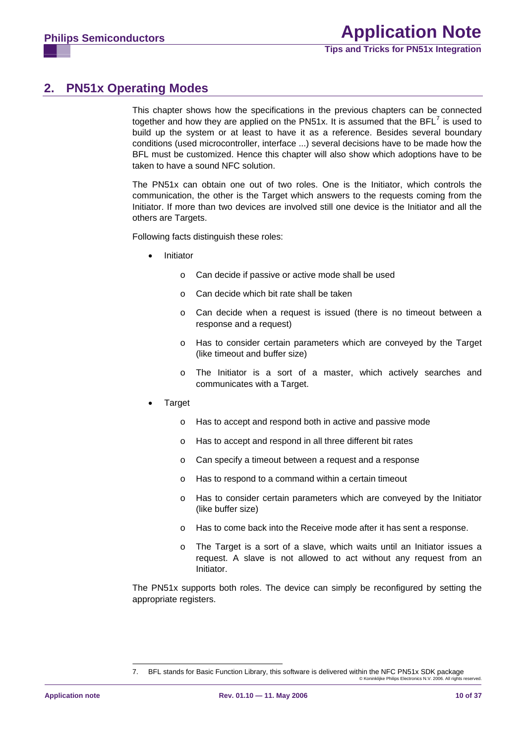## 2. PN51x Operating Modes

This chapter shows how the specifications in the previous chapters can be connected together and how they are applied on the PN51x. It is assumed that the BFL[7] is used to build up the system or at least to have it as a reference. Besides several boundary conditions (used microcontroller, interface ...) several decisions have to be made how the BFL must be customized. Hence this chapter will also show which adoptions have to be taken to have a sound NFC solution.

The PN51x can obtain one out of two roles. One is the Initiator, which controls the communication, the other is the Target which answers to the requests coming from the Initiator. If more than two devices are involved still one device is the Initiator and all the others are Targets.

Following facts distinguish these roles:

- Initiator
  - Can decide if passive or active mode shall be used
  - Can decide which bit rate shall be taken
  - Can decide when a request is issued (there is no timeout between a response and a request)
  - Has to consider certain parameters which are conveyed by the Target (like timeout and buffer size)
  - The Initiator is a sort of a master, which actively searches and communicates with a Target.
- Target
  - Has to accept and respond both in active and passive mode
  - Has to accept and respond in all three different bit rates
  - Can specify a timeout between a request and a response
  - Has to respond to a command within a certain timeout
  - Has to consider certain parameters which are conveyed by the Initiator (like buffer size)
  - Has to come back into the Receive mode after it has sent a response.
  - The Target is a sort of a slave, which waits until an Initiator issues a request. A slave is not allowed to act without any request from an Initiator.

The PN51x supports both roles. The device can simply be reconfigured by setting the appropriate registers.

7. BFL stands for Basic Function Library, this software is delivered within the NFC PN51x SDK package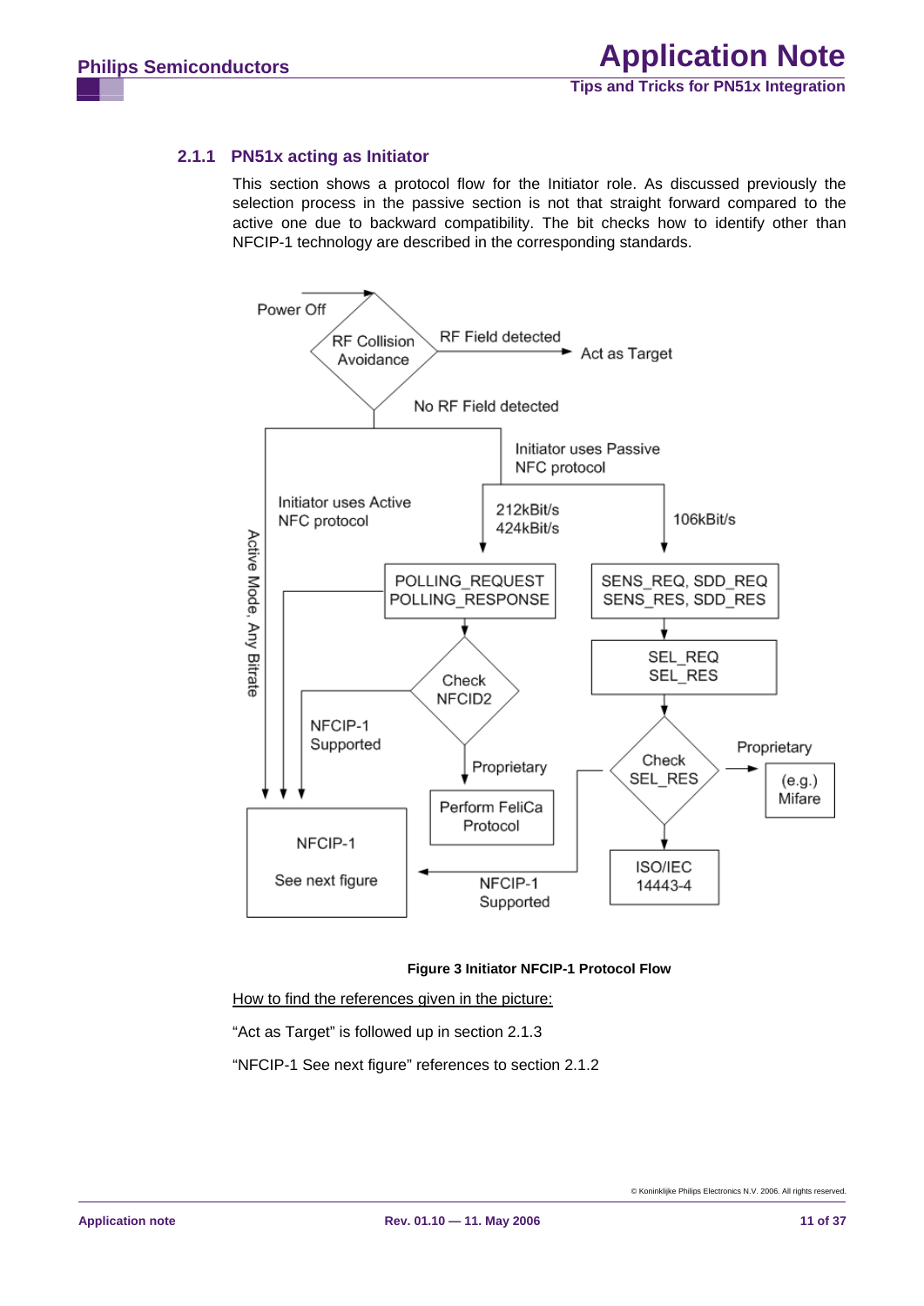### 2.1.1 PN51x acting as Initiator

This section shows a protocol flow for the Initiator role. As discussed previously the selection process in the passive section is not that straight forward compared to the active one due to backward compatibility. The bit checks how to identify other than NFCIP-1 technology are described in the corresponding standards.

Power Off

RF Collision Avoidance

RF Field detected

Act as Target

No RF Field detected

Initiator uses Passive NFC protocol

Initiator uses Active NFC protocol

Active Mode, Any Bitrate

212kBit/s 424kBit/s

106kBit/s

POLLING_REQUEST POLLING_RESPONSE

SENS_REQ, SDD_REQ SENS_RES, SDD_RES

SEL_REQ SEL_RES

Check NFCID2

NFCIP-1 Supported

Proprietary

Check SEL_RES

Proprietary

(e.g.) Mifare

Perform FeliCa Protocol

NFCIP-1

See next figure

NFCIP-1 Supported

ISO/IEC 14443-4

**Figure 3 Initiator NFCIP-1 Protocol Flow**

How to find the references given in the picture:

"Act as Target" is followed up in section 2.1.3

"NFCIP-1 See next figure" references to section 2.1.2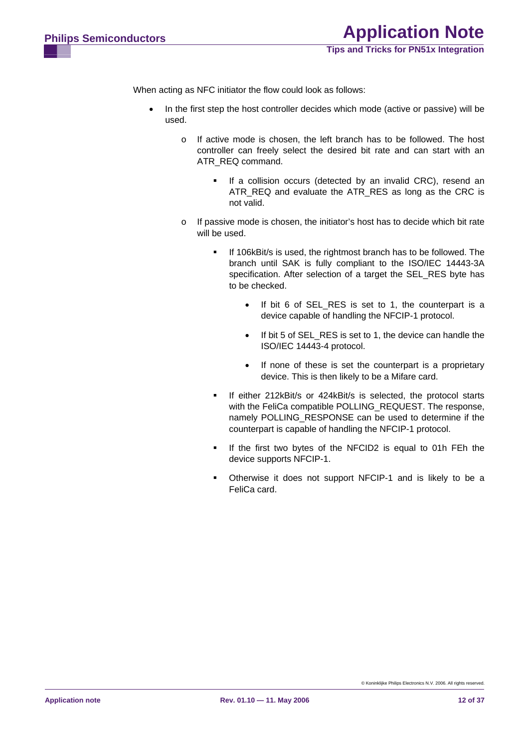When acting as NFC initiator the flow could look as follows:

- In the first step the host controller decides which mode (active or passive) will be used.
    - If active mode is chosen, the left branch has to be followed. The host controller can freely select the desired bit rate and can start with an ATR_REQ command.
        - If a collision occurs (detected by an invalid CRC), resend an ATR_REQ and evaluate the ATR_RES as long as the CRC is not valid.
    - If passive mode is chosen, the initiator's host has to decide which bit rate will be used.
        - If 106kBit/s is used, the rightmost branch has to be followed. The branch until SAK is fully compliant to the ISO/IEC 14443-3A specification. After selection of a target the SEL_RES byte has to be checked.
            - If bit 6 of SEL_RES is set to 1, the counterpart is a device capable of handling the NFCIP-1 protocol.
            - If bit 5 of SEL_RES is set to 1, the device can handle the ISO/IEC 14443-4 protocol.
            - If none of these is set the counterpart is a proprietary device. This is then likely to be a Mifare card.
        - If either 212kBit/s or 424kBit/s is selected, the protocol starts with the FeliCa compatible POLLING_REQUEST. The response, namely POLLING_RESPONSE can be used to determine if the counterpart is capable of handling the NFCIP-1 protocol.
        - If the first two bytes of the NFCID2 is equal to 01h FEh the device supports NFCIP-1.
        - Otherwise it does not support NFCIP-1 and is likely to be a FeliCa card.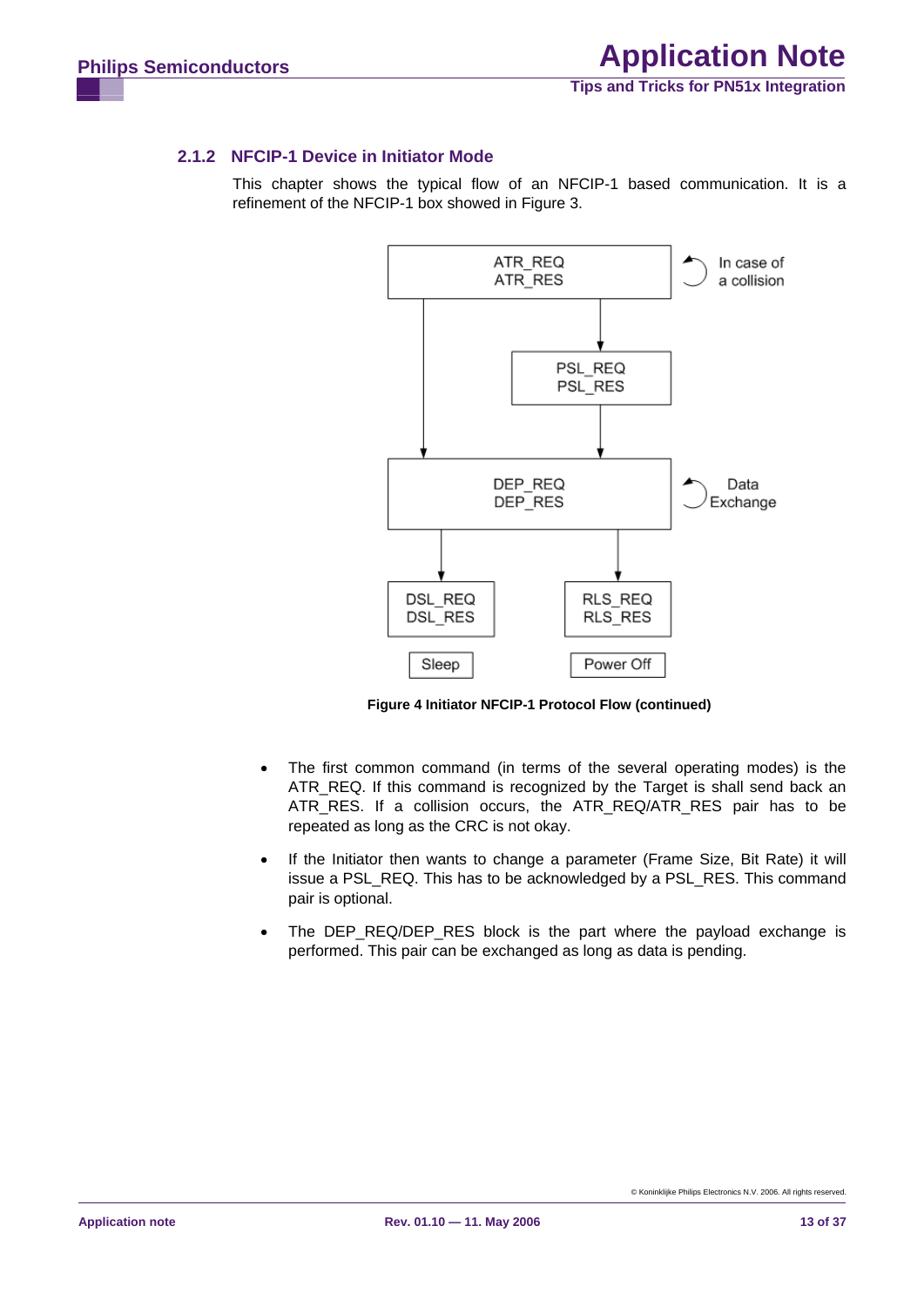### 2.1.2 NFCIP-1 Device in Initiator Mode

This chapter shows the typical flow of an NFCIP-1 based communication. It is a refinement of the NFCIP-1 box showed in Figure 3.

ATR_REQ
ATR_RES

In case of a collision

PSL_REQ
PSL_RES

DEP_REQ
DEP_RES

Data Exchange

DSL_REQ
DSL_RES

Sleep

RLS_REQ
RLS_RES

Power Off

**Figure 4 Initiator NFCIP-1 Protocol Flow (continued)**

- The first common command (in terms of the several operating modes) is the ATR_REQ. If this command is recognized by the Target is shall send back an ATR_RES. If a collision occurs, the ATR_REQ/ATR_RES pair has to be repeated as long as the CRC is not okay.
- If the Initiator then wants to change a parameter (Frame Size, Bit Rate) it will issue a PSL_REQ. This has to be acknowledged by a PSL_RES. This command pair is optional.
- The DEP_REQ/DEP_RES block is the part where the payload exchange is performed. This pair can be exchanged as long as data is pending.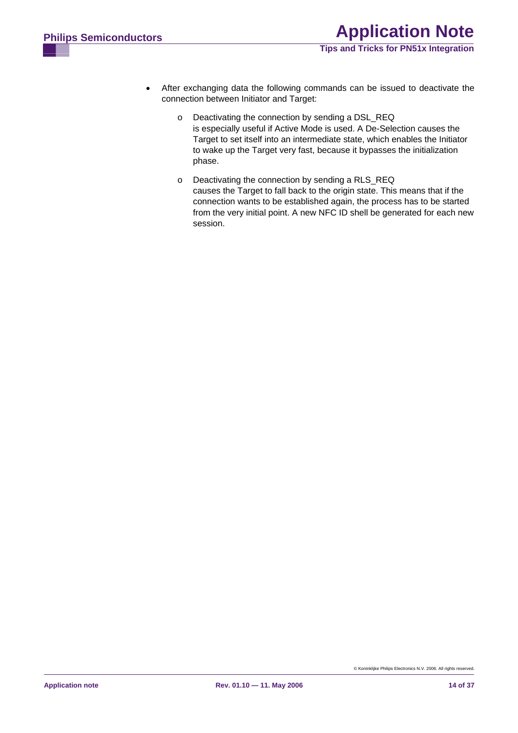- After exchanging data the following commands can be issued to deactivate the connection between Initiator and Target:

  - Deactivating the connection by sending a DSL_REQ
    is especially useful if Active Mode is used. A De-Selection causes the Target to set itself into an intermediate state, which enables the Initiator to wake up the Target very fast, because it bypasses the initialization phase.

  - Deactivating the connection by sending a RLS_REQ
    causes the Target to fall back to the origin state. This means that if the connection wants to be established again, the process has to be started from the very initial point. A new NFC ID shell be generated for each new session.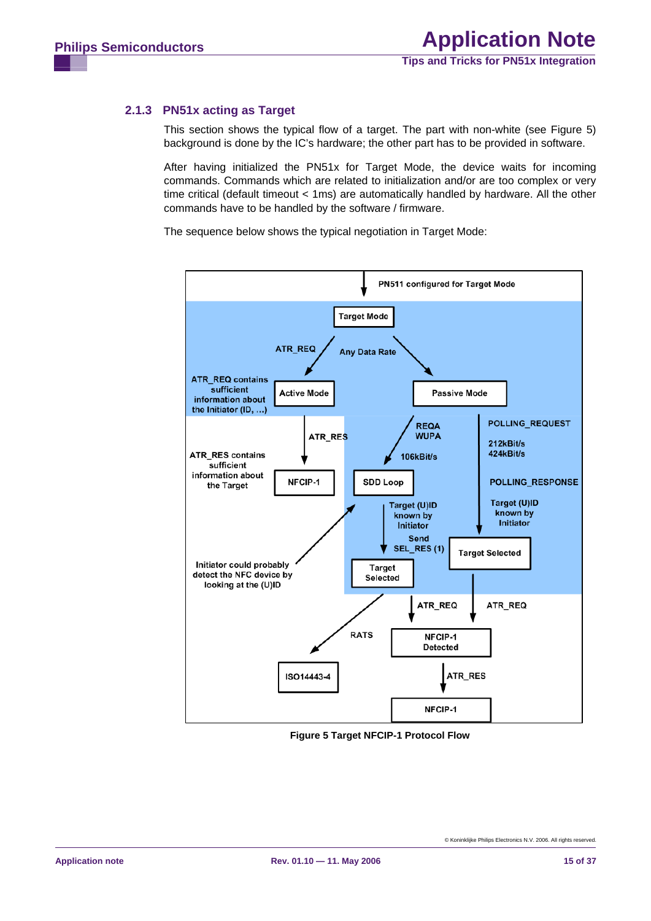### 2.1.3 PN51x acting as Target

This section shows the typical flow of a target. The part with non-white (see Figure 5) background is done by the IC's hardware; the other part has to be provided in software.

After having initialized the PN51x for Target Mode, the device waits for incoming commands. Commands which are related to initialization and/or are too complex or very time critical (default timeout < 1ms) are automatically handled by hardware. All the other commands have to be handled by the software / firmware.

The sequence below shows the typical negotiation in Target Mode:

**Figure 5 Target NFCIP-1 Protocol Flow**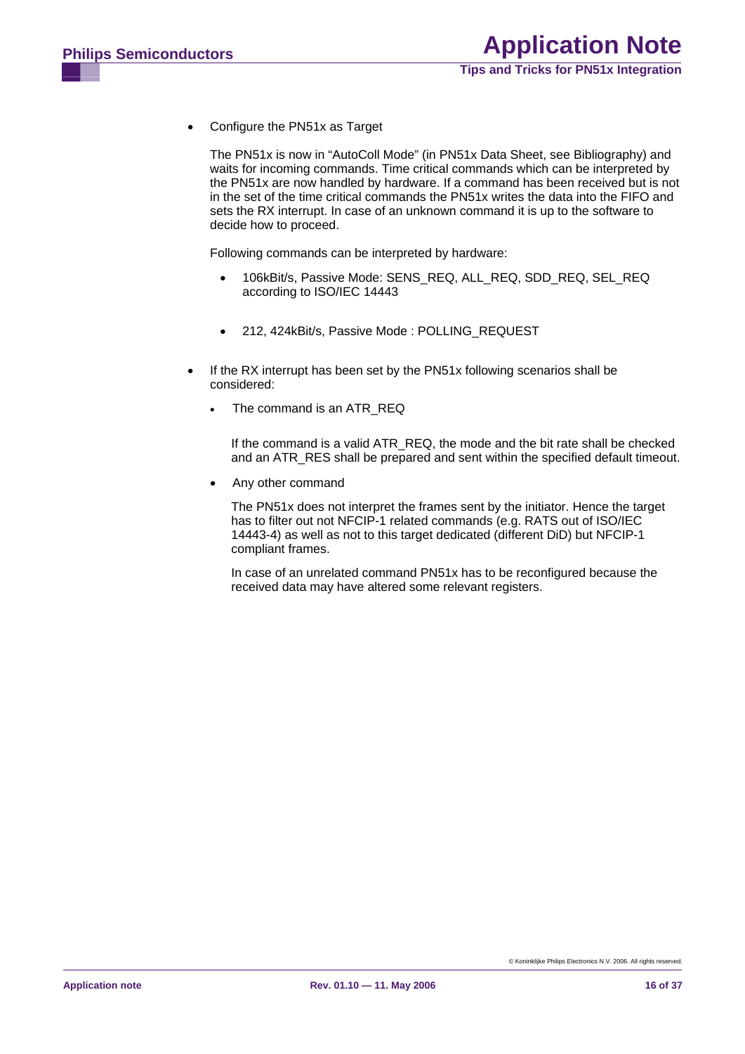- Configure the PN51x as Target

  The PN51x is now in "AutoColl Mode" (in PN51x Data Sheet, see Bibliography) and waits for incoming commands. Time critical commands which can be interpreted by the PN51x are now handled by hardware. If a command has been received but is not in the set of the time critical commands the PN51x writes the data into the FIFO and sets the RX interrupt. In case of an unknown command it is up to the software to decide how to proceed.

  Following commands can be interpreted by hardware:

  - 106kBit/s, Passive Mode: SENS_REQ, ALL_REQ, SDD_REQ, SEL_REQ according to ISO/IEC 14443
  - 212, 424kBit/s, Passive Mode : POLLING_REQUEST

- If the RX interrupt has been set by the PN51x following scenarios shall be considered:

  - The command is an ATR_REQ

    If the command is a valid ATR_REQ, the mode and the bit rate shall be checked and an ATR_RES shall be prepared and sent within the specified default timeout.

  - Any other command

    The PN51x does not interpret the frames sent by the initiator. Hence the target has to filter out not NFCIP-1 related commands (e.g. RATS out of ISO/IEC 14443-4) as well as not to this target dedicated (different DiD) but NFCIP-1 compliant frames.

    In case of an unrelated command PN51x has to be reconfigured because the received data may have altered some relevant registers.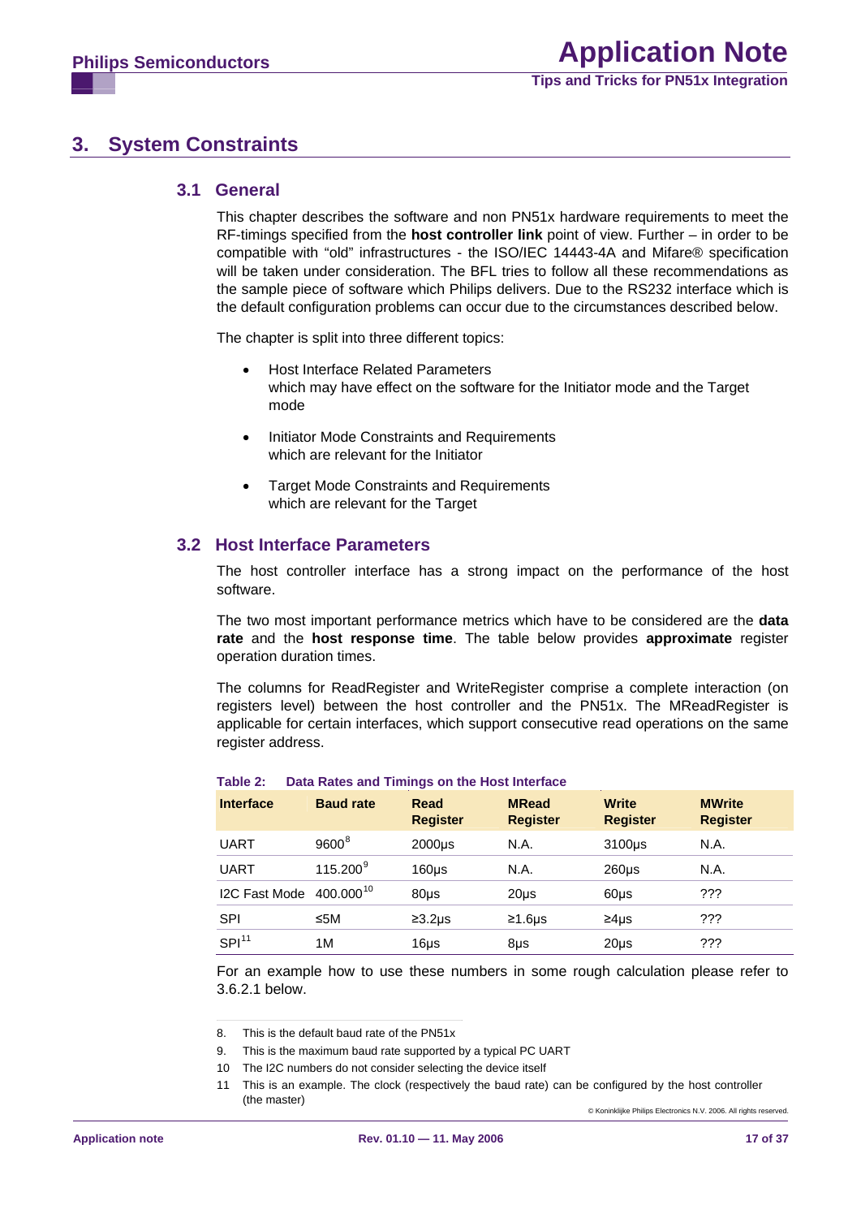## 3. System Constraints

### 3.1 General

This chapter describes the software and non PN51x hardware requirements to meet the RF-timings specified from the **host controller link** point of view. Further – in order to be compatible with "old" infrastructures - the ISO/IEC 14443-4A and Mifare® specification will be taken under consideration. The BFL tries to follow all these recommendations as the sample piece of software which Philips delivers. Due to the RS232 interface which is the default configuration problems can occur due to the circumstances described below.

The chapter is split into three different topics:

- Host Interface Related Parameters
  which may have effect on the software for the Initiator mode and the Target mode
- Initiator Mode Constraints and Requirements
  which are relevant for the Initiator
- Target Mode Constraints and Requirements
  which are relevant for the Target

### 3.2 Host Interface Parameters

The host controller interface has a strong impact on the performance of the host software.

The two most important performance metrics which have to be considered are the **data rate** and the **host response time**. The table below provides **approximate** register operation duration times.

The columns for ReadRegister and WriteRegister comprise a complete interaction (on registers level) between the host controller and the PN51x. The MReadRegister is applicable for certain interfaces, which support consecutive read operations on the same register address.

**Table 2: Data Rates and Timings on the Host Interface**

| Interface | Baud rate | Read Register | MRead Register | Write Register | MWrite Register |
|---|---|---|---|---|---|
| UART | 9600[8] | 2000µs | N.A. | 3100µs | N.A. |
| UART | 115.200[9] | 160µs | N.A. | 260µs | N.A. |
| I2C Fast Mode | 400.000[10] | 80µs | 20µs | 60µs | ??? |
| SPI | ≤5M | ≥3.2µs | ≥1.6µs | ≥4µs | ??? |
| SPI[11] | 1M | 16µs | 8µs | 20µs | ??? |

For an example how to use these numbers in some rough calculation please refer to 3.6.2.1 below.

8. This is the default baud rate of the PN51x
9. This is the maximum baud rate supported by a typical PC UART
10 The I2C numbers do not consider selecting the device itself
11 This is an example. The clock (respectively the baud rate) can be configured by the host controller (the master)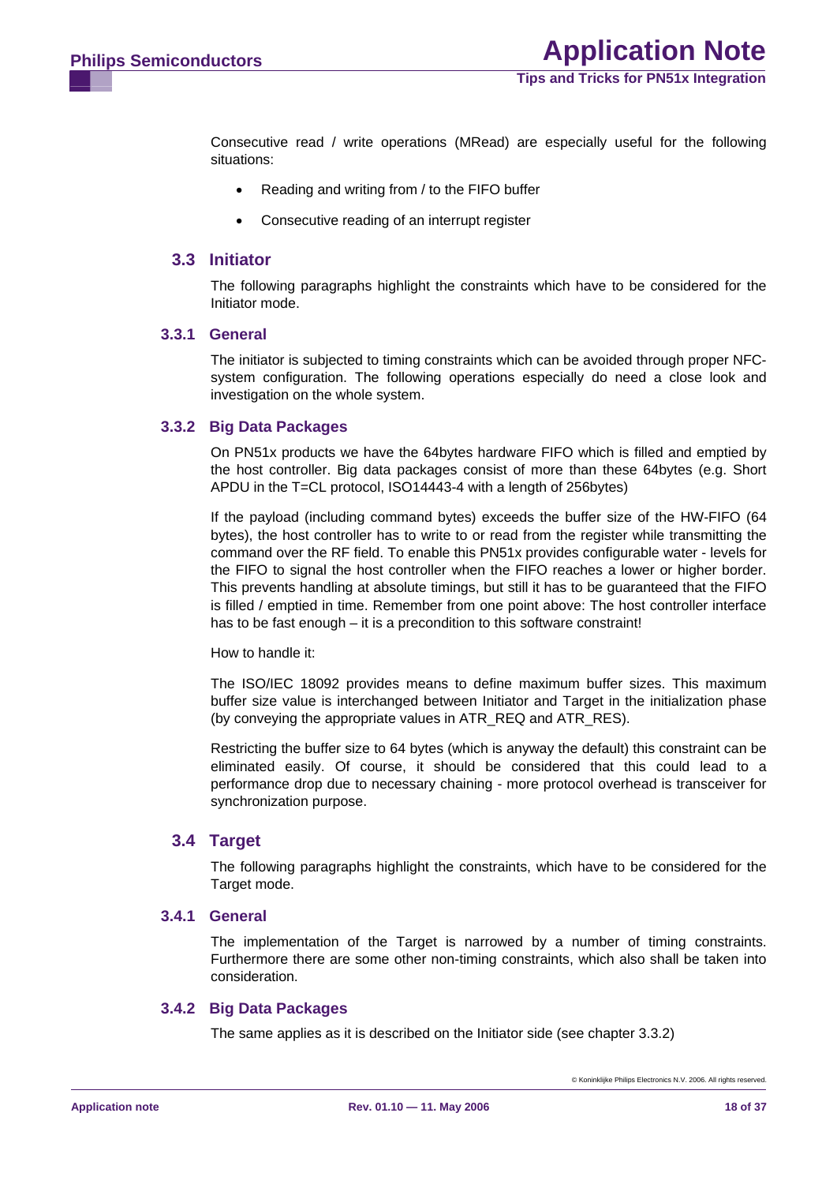Consecutive read / write operations (MRead) are especially useful for the following situations:

- Reading and writing from / to the FIFO buffer
- Consecutive reading of an interrupt register

## 3.3 Initiator

The following paragraphs highlight the constraints which have to be considered for the Initiator mode.

### 3.3.1 General

The initiator is subjected to timing constraints which can be avoided through proper NFC-system configuration. The following operations especially do need a close look and investigation on the whole system.

### 3.3.2 Big Data Packages

On PN51x products we have the 64bytes hardware FIFO which is filled and emptied by the host controller. Big data packages consist of more than these 64bytes (e.g. Short APDU in the T=CL protocol, ISO14443-4 with a length of 256bytes)

If the payload (including command bytes) exceeds the buffer size of the HW-FIFO (64 bytes), the host controller has to write to or read from the register while transmitting the command over the RF field. To enable this PN51x provides configurable water - levels for the FIFO to signal the host controller when the FIFO reaches a lower or higher border. This prevents handling at absolute timings, but still it has to be guaranteed that the FIFO is filled / emptied in time. Remember from one point above: The host controller interface has to be fast enough – it is a precondition to this software constraint!

How to handle it:

The ISO/IEC 18092 provides means to define maximum buffer sizes. This maximum buffer size value is interchanged between Initiator and Target in the initialization phase (by conveying the appropriate values in ATR_REQ and ATR_RES).

Restricting the buffer size to 64 bytes (which is anyway the default) this constraint can be eliminated easily. Of course, it should be considered that this could lead to a performance drop due to necessary chaining - more protocol overhead is transceiver for synchronization purpose.

## 3.4 Target

The following paragraphs highlight the constraints, which have to be considered for the Target mode.

### 3.4.1 General

The implementation of the Target is narrowed by a number of timing constraints. Furthermore there are some other non-timing constraints, which also shall be taken into consideration.

### 3.4.2 Big Data Packages

The same applies as it is described on the Initiator side (see chapter 3.3.2)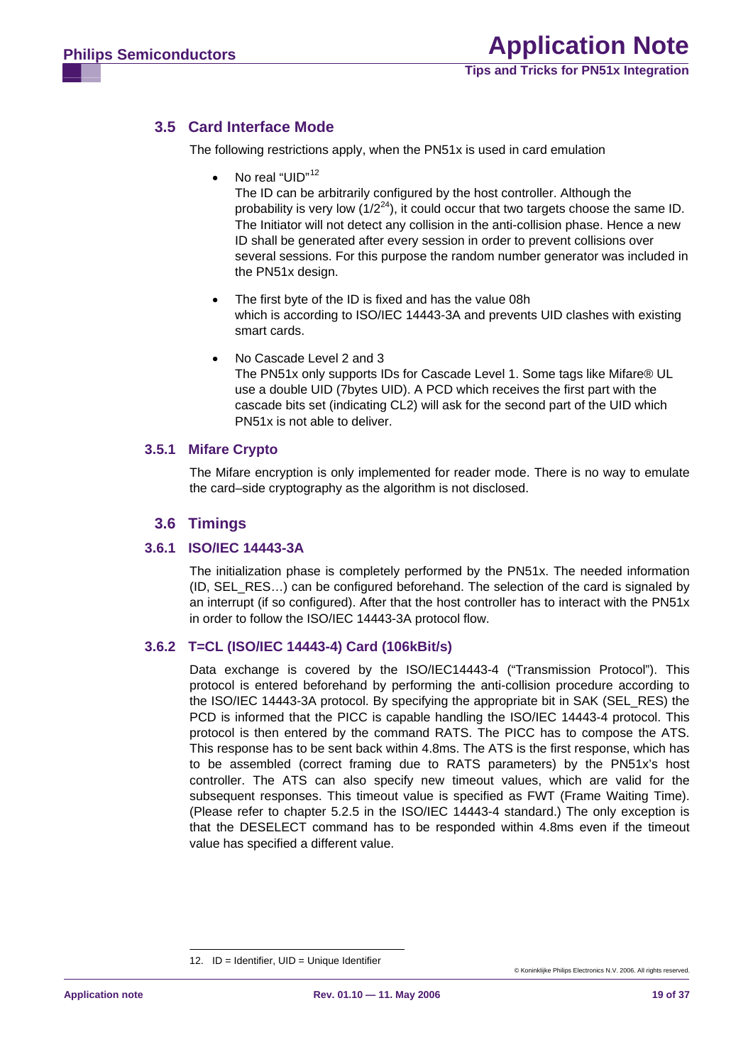## 3.5 Card Interface Mode

The following restrictions apply, when the PN51x is used in card emulation

- No real "UID"[12]
  The ID can be arbitrarily configured by the host controller. Although the probability is very low ($1/2^{24}$), it could occur that two targets choose the same ID. The Initiator will not detect any collision in the anti-collision phase. Hence a new ID shall be generated after every session in order to prevent collisions over several sessions. For this purpose the random number generator was included in the PN51x design.

- The first byte of the ID is fixed and has the value 08h
  which is according to ISO/IEC 14443-3A and prevents UID clashes with existing smart cards.

- No Cascade Level 2 and 3
  The PN51x only supports IDs for Cascade Level 1. Some tags like Mifare® UL use a double UID (7bytes UID). A PCD which receives the first part with the cascade bits set (indicating CL2) will ask for the second part of the UID which PN51x is not able to deliver.

### 3.5.1 Mifare Crypto

The Mifare encryption is only implemented for reader mode. There is no way to emulate the card–side cryptography as the algorithm is not disclosed.

## 3.6 Timings

### 3.6.1 ISO/IEC 14443-3A

The initialization phase is completely performed by the PN51x. The needed information (ID, SEL_RES…) can be configured beforehand. The selection of the card is signaled by an interrupt (if so configured). After that the host controller has to interact with the PN51x in order to follow the ISO/IEC 14443-3A protocol flow.

### 3.6.2 T=CL (ISO/IEC 14443-4) Card (106kBit/s)

Data exchange is covered by the ISO/IEC14443-4 ("Transmission Protocol"). This protocol is entered beforehand by performing the anti-collision procedure according to the ISO/IEC 14443-3A protocol. By specifying the appropriate bit in SAK (SEL_RES) the PCD is informed that the PICC is capable handling the ISO/IEC 14443-4 protocol. This protocol is then entered by the command RATS. The PICC has to compose the ATS. This response has to be sent back within 4.8ms. The ATS is the first response, which has to be assembled (correct framing due to RATS parameters) by the PN51x's host controller. The ATS can also specify new timeout values, which are valid for the subsequent responses. This timeout value is specified as FWT (Frame Waiting Time). (Please refer to chapter 5.2.5 in the ISO/IEC 14443-4 standard.) The only exception is that the DESELECT command has to be responded within 4.8ms even if the timeout value has specified a different value.

---

12. ID = Identifier, UID = Unique Identifier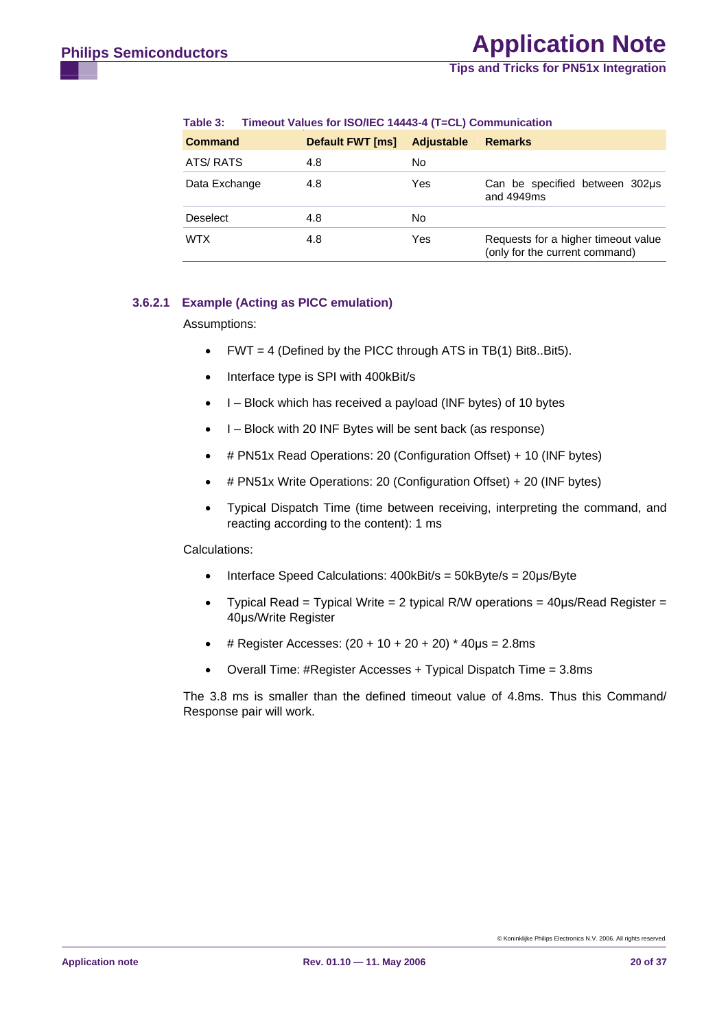**Table 3: Timeout Values for ISO/IEC 14443-4 (T=CL) Communication**

| Command | Default FWT [ms] | Adjustable | Remarks |
|---|---|---|---|
| ATS/ RATS | 4.8 | No | |
| Data Exchange | 4.8 | Yes | Can be specified between 302µs and 4949ms |
| Deselect | 4.8 | No | |
| WTX | 4.8 | Yes | Requests for a higher timeout value (only for the current command) |

#### 3.6.2.1 Example (Acting as PICC emulation)

Assumptions:

- FWT = 4 (Defined by the PICC through ATS in TB(1) Bit8..Bit5).
- Interface type is SPI with 400kBit/s
- I – Block which has received a payload (INF bytes) of 10 bytes
- I – Block with 20 INF Bytes will be sent back (as response)
- # PN51x Read Operations: 20 (Configuration Offset) + 10 (INF bytes)
- # PN51x Write Operations: 20 (Configuration Offset) + 20 (INF bytes)
- Typical Dispatch Time (time between receiving, interpreting the command, and reacting according to the content): 1 ms

Calculations:

- Interface Speed Calculations: 400kBit/s = 50kByte/s = 20µs/Byte
- Typical Read = Typical Write = 2 typical R/W operations = 40µs/Read Register = 40µs/Write Register
- # Register Accesses: (20 + 10 + 20 + 20) * 40µs = 2.8ms
- Overall Time: #Register Accesses + Typical Dispatch Time = 3.8ms

The 3.8 ms is smaller than the defined timeout value of 4.8ms. Thus this Command/ Response pair will work.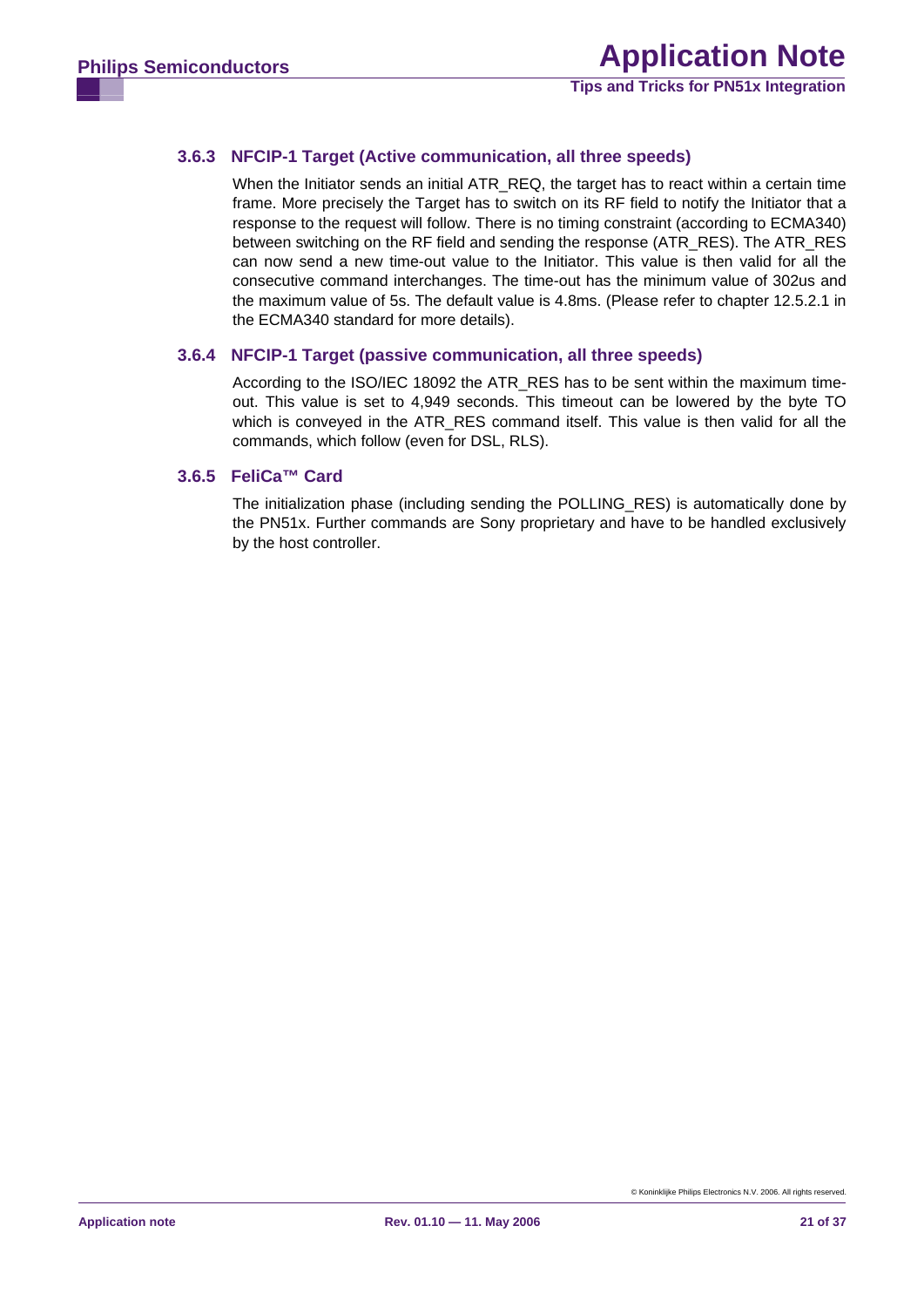### 3.6.3 NFCIP-1 Target (Active communication, all three speeds)

When the Initiator sends an initial ATR_REQ, the target has to react within a certain time frame. More precisely the Target has to switch on its RF field to notify the Initiator that a response to the request will follow. There is no timing constraint (according to ECMA340) between switching on the RF field and sending the response (ATR_RES). The ATR_RES can now send a new time-out value to the Initiator. This value is then valid for all the consecutive command interchanges. The time-out has the minimum value of 302us and the maximum value of 5s. The default value is 4.8ms. (Please refer to chapter 12.5.2.1 in the ECMA340 standard for more details).

### 3.6.4 NFCIP-1 Target (passive communication, all three speeds)

According to the ISO/IEC 18092 the ATR_RES has to be sent within the maximum time-out. This value is set to 4,949 seconds. This timeout can be lowered by the byte TO which is conveyed in the ATR_RES command itself. This value is then valid for all the commands, which follow (even for DSL, RLS).

### 3.6.5 FeliCa™ Card

The initialization phase (including sending the POLLING_RES) is automatically done by the PN51x. Further commands are Sony proprietary and have to be handled exclusively by the host controller.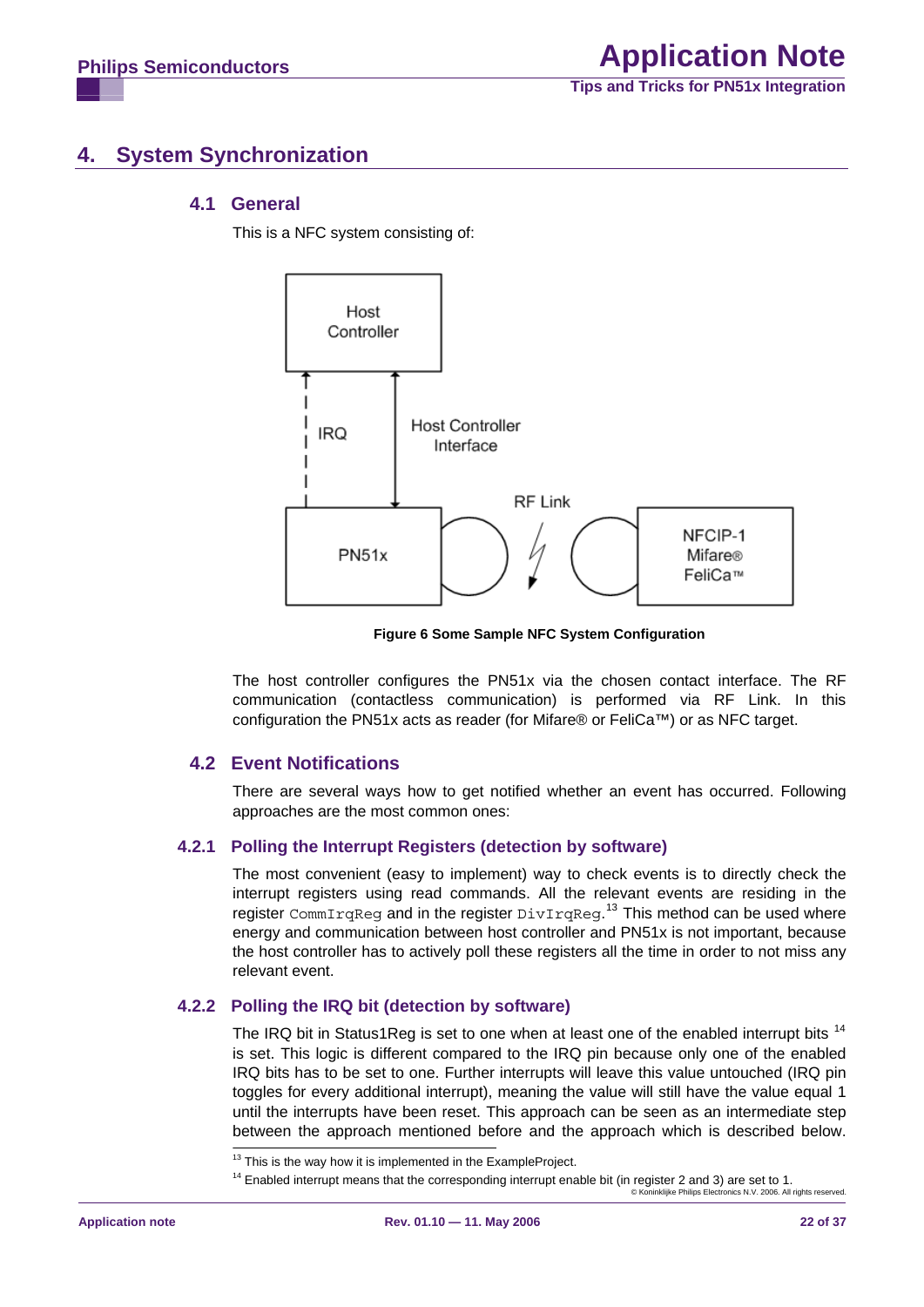# 4. System Synchronization

## 4.1 General

This is a NFC system consisting of:

Host Controller

IRQ

Host Controller Interface

RF Link

PN51x

NFCIP-1
Mifare®
FeliCa™

**Figure 6 Some Sample NFC System Configuration**

The host controller configures the PN51x via the chosen contact interface. The RF communication (contactless communication) is performed via RF Link. In this configuration the PN51x acts as reader (for Mifare® or FeliCa™) or as NFC target.

## 4.2 Event Notifications

There are several ways how to get notified whether an event has occurred. Following approaches are the most common ones:

### 4.2.1 Polling the Interrupt Registers (detection by software)

The most convenient (easy to implement) way to check events is to directly check the interrupt registers using read commands. All the relevant events are residing in the register `CommIrqReg` and in the register `DivIrqReg`.[13] This method can be used where energy and communication between host controller and PN51x is not important, because the host controller has to actively poll these registers all the time in order to not miss any relevant event.

### 4.2.2 Polling the IRQ bit (detection by software)

The IRQ bit in Status1Reg is set to one when at least one of the enabled interrupt bits [14] is set. This logic is different compared to the IRQ pin because only one of the enabled IRQ bits has to be set to one. Further interrupts will leave this value untouched (IRQ pin toggles for every additional interrupt), meaning the value will still have the value equal 1 until the interrupts have been reset. This approach can be seen as an intermediate step between the approach mentioned before and the approach which is described below.

[13] This is the way how it is implemented in the ExampleProject.

[14] Enabled interrupt means that the corresponding interrupt enable bit (in register 2 and 3) are set to 1.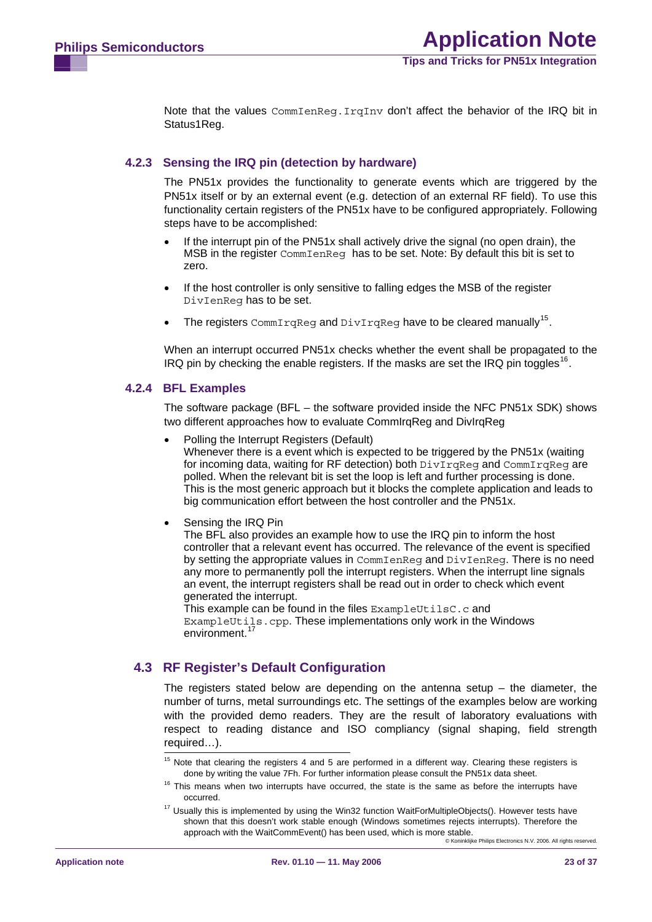Note that the values `CommIenReg.IrqInv` don't affect the behavior of the IRQ bit in Status1Reg.

### 4.2.3 Sensing the IRQ pin (detection by hardware)

The PN51x provides the functionality to generate events which are triggered by the PN51x itself or by an external event (e.g. detection of an external RF field). To use this functionality certain registers of the PN51x have to be configured appropriately. Following steps have to be accomplished:

- If the interrupt pin of the PN51x shall actively drive the signal (no open drain), the MSB in the register `CommIenReg` has to be set. Note: By default this bit is set to zero.
- If the host controller is only sensitive to falling edges the MSB of the register `DivIenReg` has to be set.
- The registers `CommIrqReg` and `DivIrqReg` have to be cleared manually[15].

When an interrupt occurred PN51x checks whether the event shall be propagated to the IRQ pin by checking the enable registers. If the masks are set the IRQ pin toggles[16].

### 4.2.4 BFL Examples

The software package (BFL – the software provided inside the NFC PN51x SDK) shows two different approaches how to evaluate CommIrqReg and DivIrqReg

- Polling the Interrupt Registers (Default)
  Whenever there is a event which is expected to be triggered by the PN51x (waiting for incoming data, waiting for RF detection) both `DivIrqReg` and `CommIrqReg` are polled. When the relevant bit is set the loop is left and further processing is done. This is the most generic approach but it blocks the complete application and leads to big communication effort between the host controller and the PN51x.
- Sensing the IRQ Pin
  The BFL also provides an example how to use the IRQ pin to inform the host controller that a relevant event has occurred. The relevance of the event is specified by setting the appropriate values in `CommIenReg` and `DivIenReg`. There is no need any more to permanently poll the interrupt registers. When the interrupt line signals an event, the interrupt registers shall be read out in order to check which event generated the interrupt.
  This example can be found in the files `ExampleUtilsC.c` and `ExampleUtils.cpp`. These implementations only work in the Windows environment.[17]

## 4.3 RF Register's Default Configuration

The registers stated below are depending on the antenna setup – the diameter, the number of turns, metal surroundings etc. The settings of the examples below are working with the provided demo readers. They are the result of laboratory evaluations with respect to reading distance and ISO compliancy (signal shaping, field strength required…).

---

[15] Note that clearing the registers 4 and 5 are performed in a different way. Clearing these registers is done by writing the value 7Fh. For further information please consult the PN51x data sheet.

[16] This means when two interrupts have occurred, the state is the same as before the interrupts have occurred.

[17] Usually this is implemented by using the Win32 function WaitForMultipleObjects(). However tests have shown that this doesn't work stable enough (Windows sometimes rejects interrupts). Therefore the approach with the WaitCommEvent() has been used, which is more stable.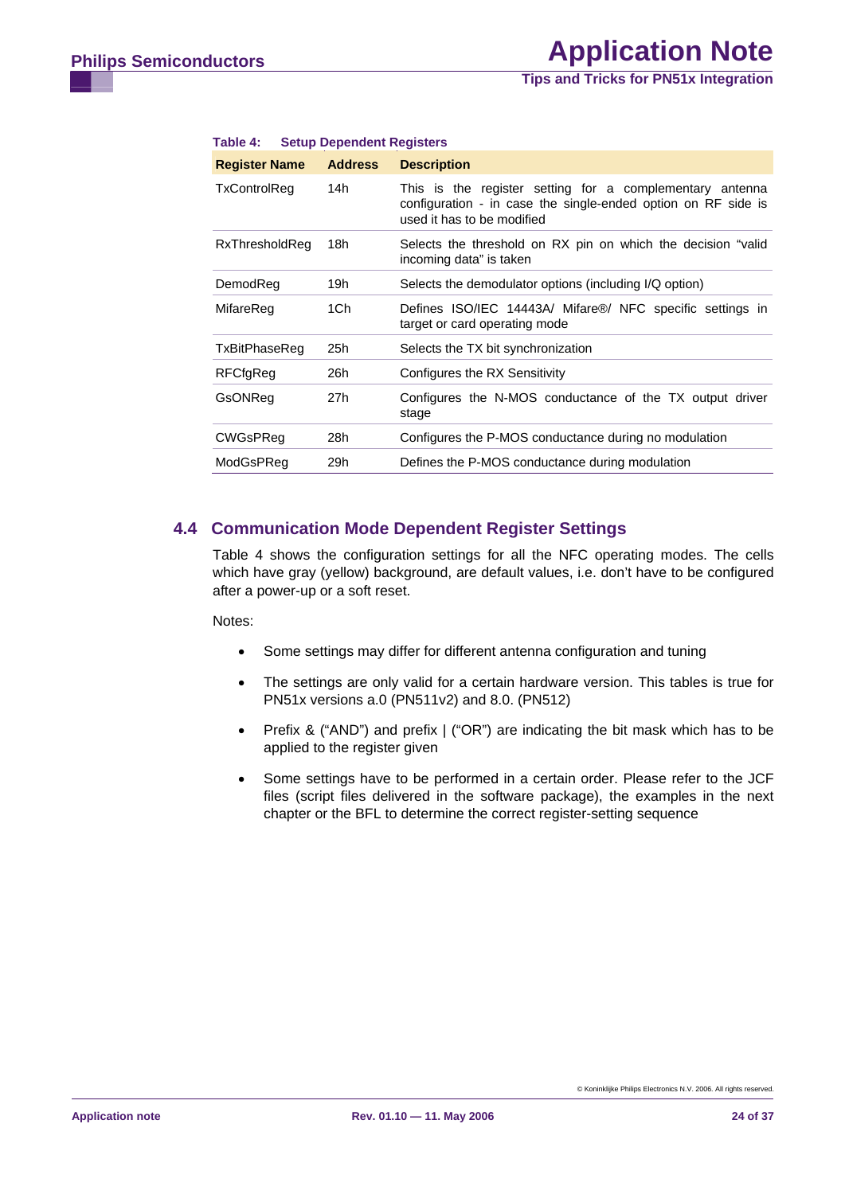**Table 4: Setup Dependent Registers**

| Register Name | Address | Description |
|---|---|---|
| TxControlReg | 14h | This is the register setting for a complementary antenna configuration - in case the single-ended option on RF side is used it has to be modified |
| RxThresholdReg | 18h | Selects the threshold on RX pin on which the decision "valid incoming data" is taken |
| DemodReg | 19h | Selects the demodulator options (including I/Q option) |
| MifareReg | 1Ch | Defines ISO/IEC 14443A/ Mifare®/ NFC specific settings in target or card operating mode |
| TxBitPhaseReg | 25h | Selects the TX bit synchronization |
| RFCfgReg | 26h | Configures the RX Sensitivity |
| GsONReg | 27h | Configures the N-MOS conductance of the TX output driver stage |
| CWGsPReg | 28h | Configures the P-MOS conductance during no modulation |
| ModGsPReg | 29h | Defines the P-MOS conductance during modulation |

## 4.4 Communication Mode Dependent Register Settings

Table 4 shows the configuration settings for all the NFC operating modes. The cells which have gray (yellow) background, are default values, i.e. don't have to be configured after a power-up or a soft reset.

Notes:

- Some settings may differ for different antenna configuration and tuning
- The settings are only valid for a certain hardware version. This tables is true for PN51x versions a.0 (PN511v2) and 8.0. (PN512)
- Prefix & ("AND") and prefix | ("OR") are indicating the bit mask which has to be applied to the register given
- Some settings have to be performed in a certain order. Please refer to the JCF files (script files delivered in the software package), the examples in the next chapter or the BFL to determine the correct register-setting sequence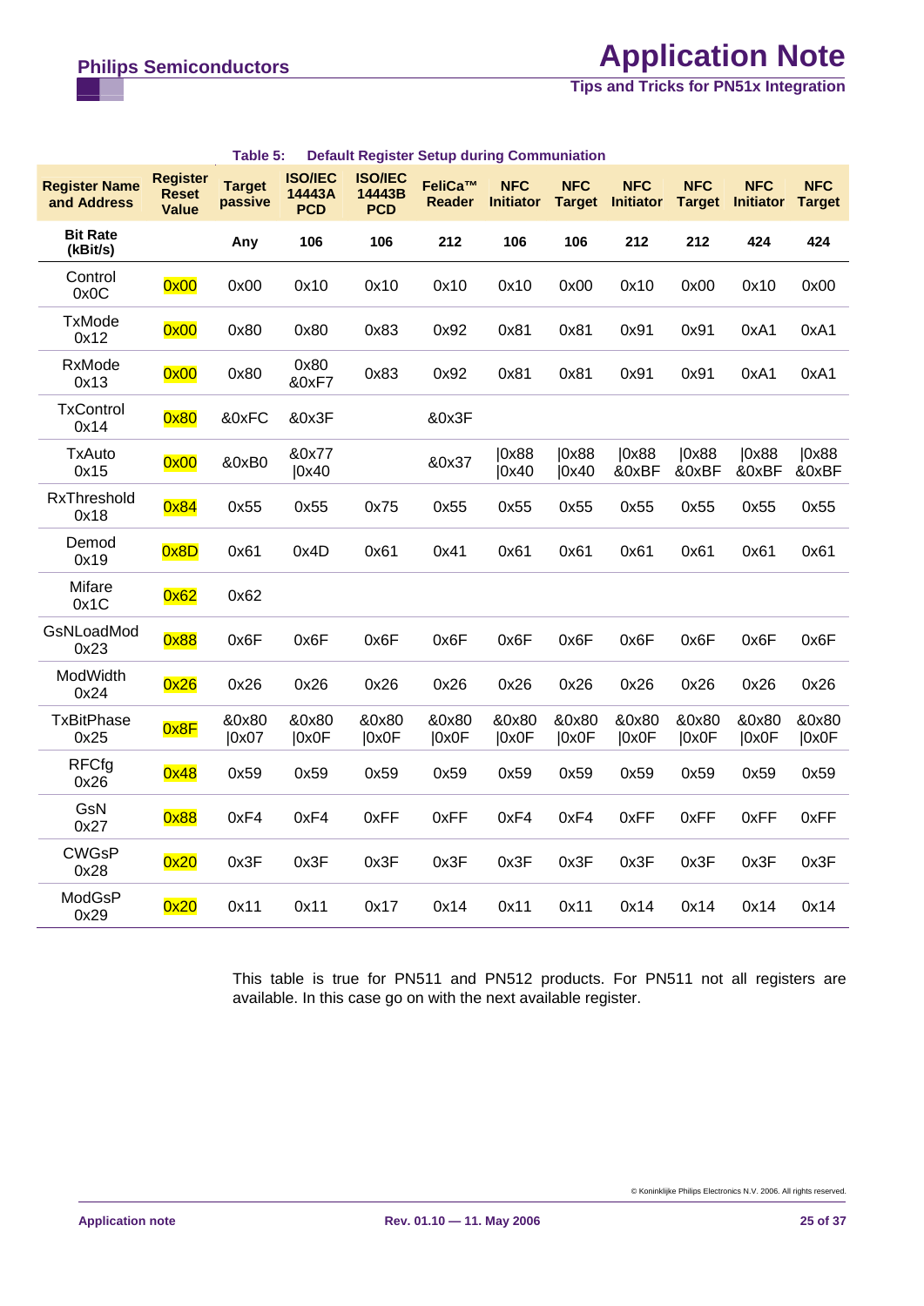Table 5: **Default Register Setup during Communiation**

| Register Name and Address | Register Reset Value | Target passive | ISO/IEC 14443A PCD | ISO/IEC 14443B PCD | FeliCa™ Reader | NFC Initiator | NFC Target | NFC Initiator | NFC Target | NFC Initiator | NFC Target |
|---|---|---|---|---|---|---|---|---|---|---|---|
| **Bit Rate (kBit/s)** | | **Any** | **106** | **106** | **212** | **106** | **106** | **212** | **212** | **424** | **424** |
| Control 0x0C | 0x00 | 0x00 | 0x10 | 0x10 | 0x10 | 0x10 | 0x00 | 0x10 | 0x00 | 0x10 | 0x00 |
| TxMode 0x12 | 0x00 | 0x80 | 0x80 | 0x83 | 0x92 | 0x81 | 0x81 | 0x91 | 0x91 | 0xA1 | 0xA1 |
| RxMode 0x13 | 0x00 | 0x80 | 0x80 &0xF7 | 0x83 | 0x92 | 0x81 | 0x81 | 0x91 | 0x91 | 0xA1 | 0xA1 |
| TxControl 0x14 | 0x80 | &0xFC | &0x3F | | &0x3F | | | | | | |
| TxAuto 0x15 | 0x00 | &0xB0 | &0x77 \|0x40 | | &0x37 | \|0x88 \|0x40 | \|0x88 \|0x40 | \|0x88 &0xBF | \|0x88 &0xBF | \|0x88 &0xBF | \|0x88 &0xBF |
| RxThreshold 0x18 | 0x84 | 0x55 | 0x55 | 0x75 | 0x55 | 0x55 | 0x55 | 0x55 | 0x55 | 0x55 | 0x55 |
| Demod 0x19 | 0x8D | 0x61 | 0x4D | 0x61 | 0x41 | 0x61 | 0x61 | 0x61 | 0x61 | 0x61 | 0x61 |
| Mifare 0x1C | 0x62 | 0x62 | | | | | | | | | |
| GsNLoadMod 0x23 | 0x88 | 0x6F | 0x6F | 0x6F | 0x6F | 0x6F | 0x6F | 0x6F | 0x6F | 0x6F | 0x6F |
| ModWidth 0x24 | 0x26 | 0x26 | 0x26 | 0x26 | 0x26 | 0x26 | 0x26 | 0x26 | 0x26 | 0x26 | 0x26 |
| TxBitPhase 0x25 | 0x8F | &0x80 \|0x07 | &0x80 \|0x0F | &0x80 \|0x0F | &0x80 \|0x0F | &0x80 \|0x0F | &0x80 \|0x0F | &0x80 \|0x0F | &0x80 \|0x0F | &0x80 \|0x0F | &0x80 \|0x0F |
| RFCfg 0x26 | 0x48 | 0x59 | 0x59 | 0x59 | 0x59 | 0x59 | 0x59 | 0x59 | 0x59 | 0x59 | 0x59 |
| GsN 0x27 | 0x88 | 0xF4 | 0xF4 | 0xFF | 0xFF | 0xF4 | 0xF4 | 0xFF | 0xFF | 0xFF | 0xFF |
| CWGsP 0x28 | 0x20 | 0x3F | 0x3F | 0x3F | 0x3F | 0x3F | 0x3F | 0x3F | 0x3F | 0x3F | 0x3F |
| ModGsP 0x29 | 0x20 | 0x11 | 0x11 | 0x17 | 0x14 | 0x11 | 0x11 | 0x14 | 0x14 | 0x14 | 0x14 |

This table is true for PN511 and PN512 products. For PN511 not all registers are available. In this case go on with the next available register.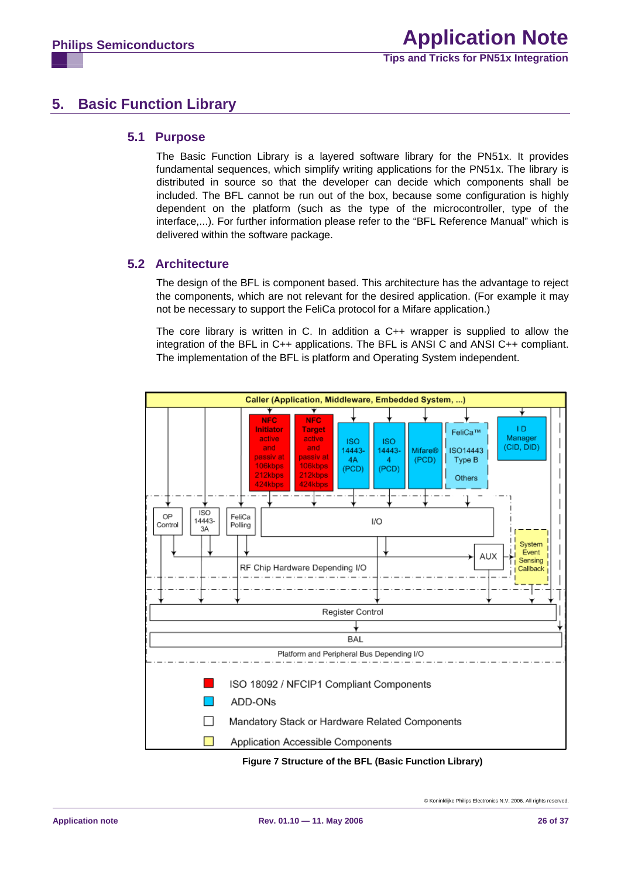# 5. Basic Function Library

## 5.1 Purpose

The Basic Function Library is a layered software library for the PN51x. It provides fundamental sequences, which simplify writing applications for the PN51x. The library is distributed in source so that the developer can decide which components shall be included. The BFL cannot be run out of the box, because some configuration is highly dependent on the platform (such as the type of the microcontroller, type of the interface,...). For further information please refer to the “BFL Reference Manual” which is delivered within the software package.

## 5.2 Architecture

The design of the BFL is component based. This architecture has the advantage to reject the components, which are not relevant for the desired application. (For example it may not be necessary to support the FeliCa protocol for a Mifare application.)

The core library is written in C. In addition a C++ wrapper is supplied to allow the integration of the BFL in C++ applications. The BFL is ANSI C and ANSI C++ compliant. The implementation of the BFL is platform and Operating System independent.

**Figure 7 Structure of the BFL (Basic Function Library)**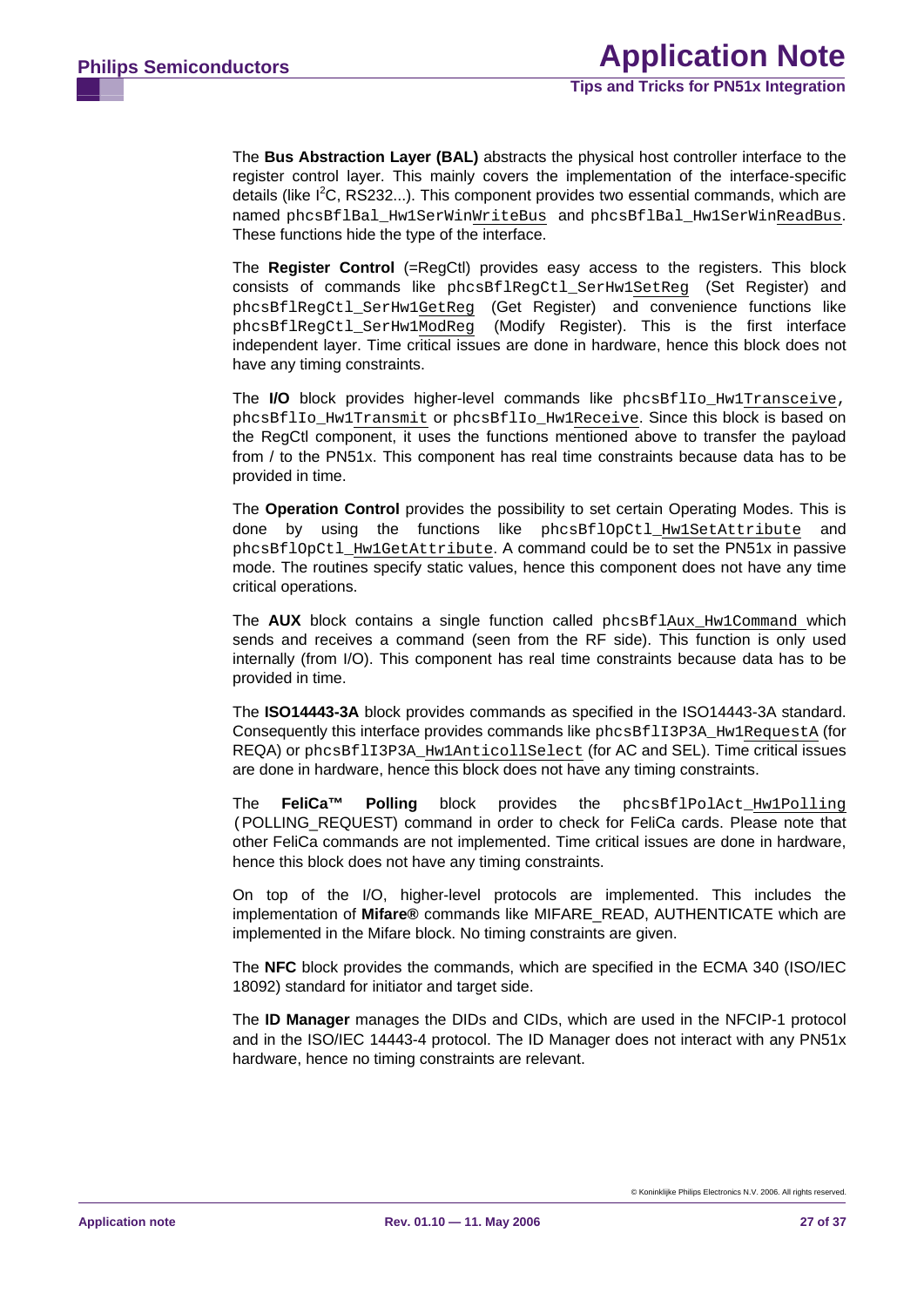The **Bus Abstraction Layer (BAL)** abstracts the physical host controller interface to the register control layer. This mainly covers the implementation of the interface-specific details (like I$^2$C, RS232...). This component provides two essential commands, which are named `phcsBflBal_Hw1SerWinWriteBus` and `phcsBflBal_Hw1SerWinReadBus`. These functions hide the type of the interface.

The **Register Control** (=RegCtl) provides easy access to the registers. This block consists of commands like `phcsBflRegCtl_SerHw1SetReg` (Set Register) and `phcsBflRegCtl_SerHw1GetReg` (Get Register) and convenience functions like `phcsBflRegCtl_SerHw1ModReg` (Modify Register). This is the first interface independent layer. Time critical issues are done in hardware, hence this block does not have any timing constraints.

The **I/O** block provides higher-level commands like `phcsBflIo_Hw1Transceive`, `phcsBflIo_Hw1Transmit` or `phcsBflIo_Hw1Receive`. Since this block is based on the RegCtl component, it uses the functions mentioned above to transfer the payload from / to the PN51x. This component has real time constraints because data has to be provided in time.

The **Operation Control** provides the possibility to set certain Operating Modes. This is done by using the functions like `phcsBflOpCtl_Hw1SetAttribute` and `phcsBflOpCtl_Hw1GetAttribute`. A command could be to set the PN51x in passive mode. The routines specify static values, hence this component does not have any time critical operations.

The **AUX** block contains a single function called `phcsBflAux_Hw1Command` which sends and receives a command (seen from the RF side). This function is only used internally (from I/O). This component has real time constraints because data has to be provided in time.

The **ISO14443-3A** block provides commands as specified in the ISO14443-3A standard. Consequently this interface provides commands like `phcsBflI3P3A_Hw1RequestA` (for REQA) or `phcsBflI3P3A_Hw1AnticollSelect` (for AC and SEL). Time critical issues are done in hardware, hence this block does not have any timing constraints.

The **FeliCa™ Polling** block provides the `phcsBflPolAct_Hw1Polling` (POLLING_REQUEST) command in order to check for FeliCa cards. Please note that other FeliCa commands are not implemented. Time critical issues are done in hardware, hence this block does not have any timing constraints.

On top of the I/O, higher-level protocols are implemented. This includes the implementation of **Mifare®** commands like MIFARE_READ, AUTHENTICATE which are implemented in the Mifare block. No timing constraints are given.

The **NFC** block provides the commands, which are specified in the ECMA 340 (ISO/IEC 18092) standard for initiator and target side.

The **ID Manager** manages the DIDs and CIDs, which are used in the NFCIP-1 protocol and in the ISO/IEC 14443-4 protocol. The ID Manager does not interact with any PN51x hardware, hence no timing constraints are relevant.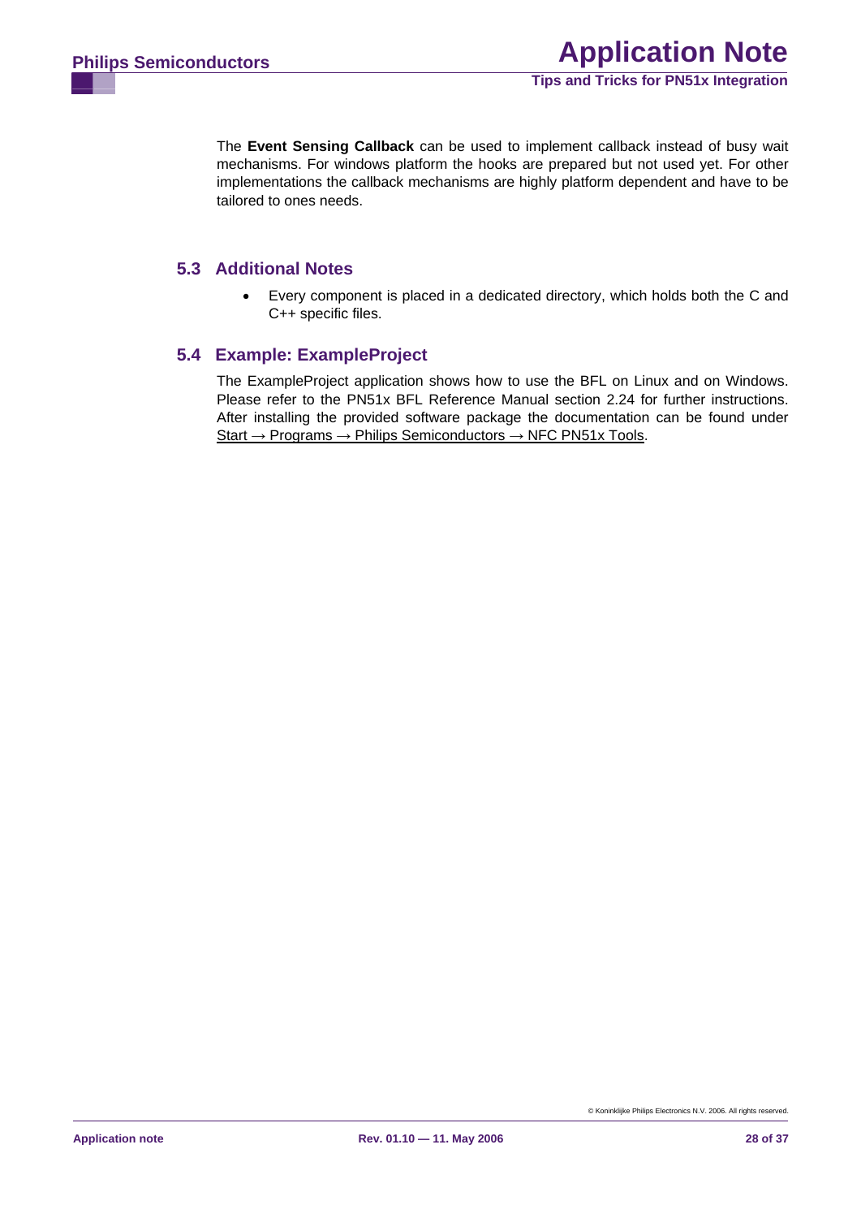The **Event Sensing Callback** can be used to implement callback instead of busy wait mechanisms. For windows platform the hooks are prepared but not used yet. For other implementations the callback mechanisms are highly platform dependent and have to be tailored to ones needs.

## 5.3 Additional Notes

- Every component is placed in a dedicated directory, which holds both the C and C++ specific files.

## 5.4 Example: ExampleProject

The ExampleProject application shows how to use the BFL on Linux and on Windows. Please refer to the PN51x BFL Reference Manual section 2.24 for further instructions. After installing the provided software package the documentation can be found under Start → Programs → Philips Semiconductors → NFC PN51x Tools.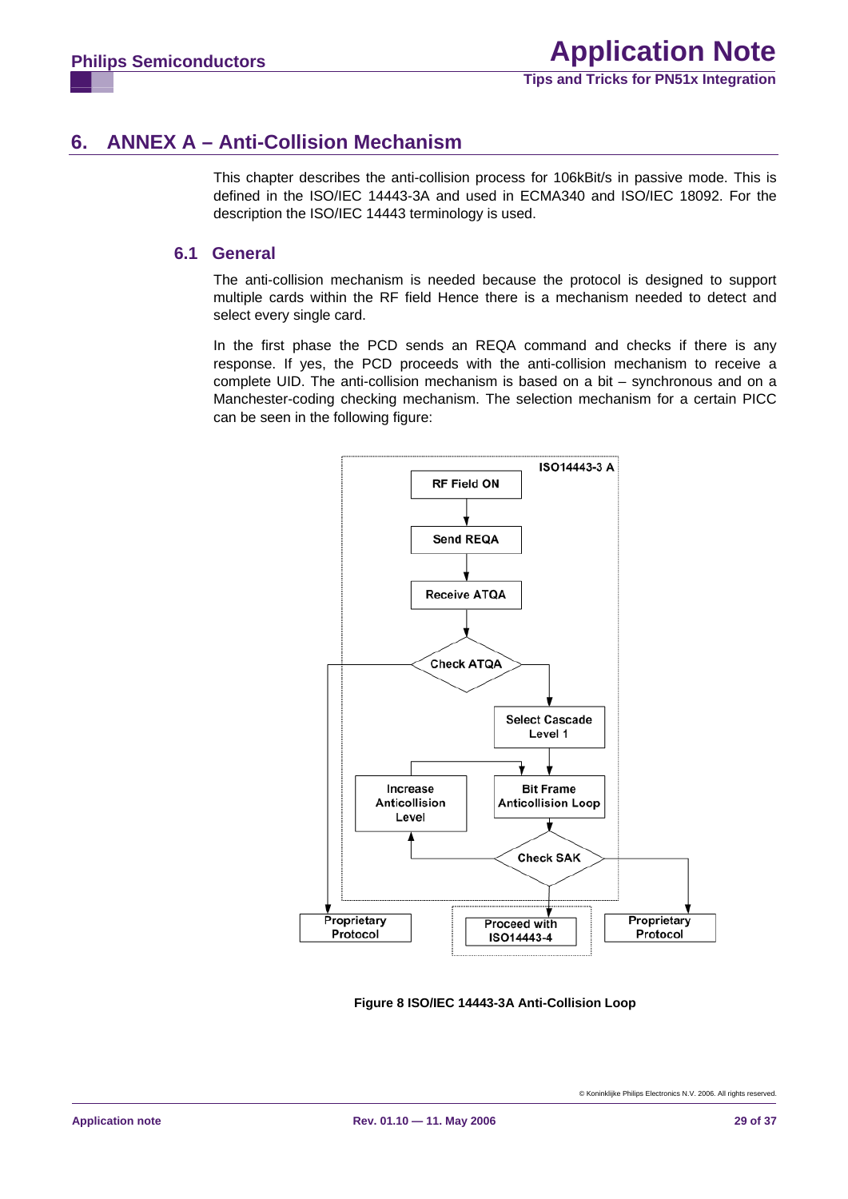# 6. ANNEX A – Anti-Collision Mechanism

This chapter describes the anti-collision process for 106kBit/s in passive mode. This is defined in the ISO/IEC 14443-3A and used in ECMA340 and ISO/IEC 18092. For the description the ISO/IEC 14443 terminology is used.

## 6.1 General

The anti-collision mechanism is needed because the protocol is designed to support multiple cards within the RF field Hence there is a mechanism needed to detect and select every single card.

In the first phase the PCD sends an REQA command and checks if there is any response. If yes, the PCD proceeds with the anti-collision mechanism to receive a complete UID. The anti-collision mechanism is based on a bit – synchronous and on a Manchester-coding checking mechanism. The selection mechanism for a certain PICC can be seen in the following figure:

ISO14443-3 A

RF Field ON

Send REQA

Receive ATQA

Check ATQA

Select Cascade Level 1

Increase Anticollision Level

Bit Frame Anticollision Loop

Check SAK

Proprietary Protocol

Proceed with ISO14443-4

Proprietary Protocol

**Figure 8 ISO/IEC 14443-3A Anti-Collision Loop**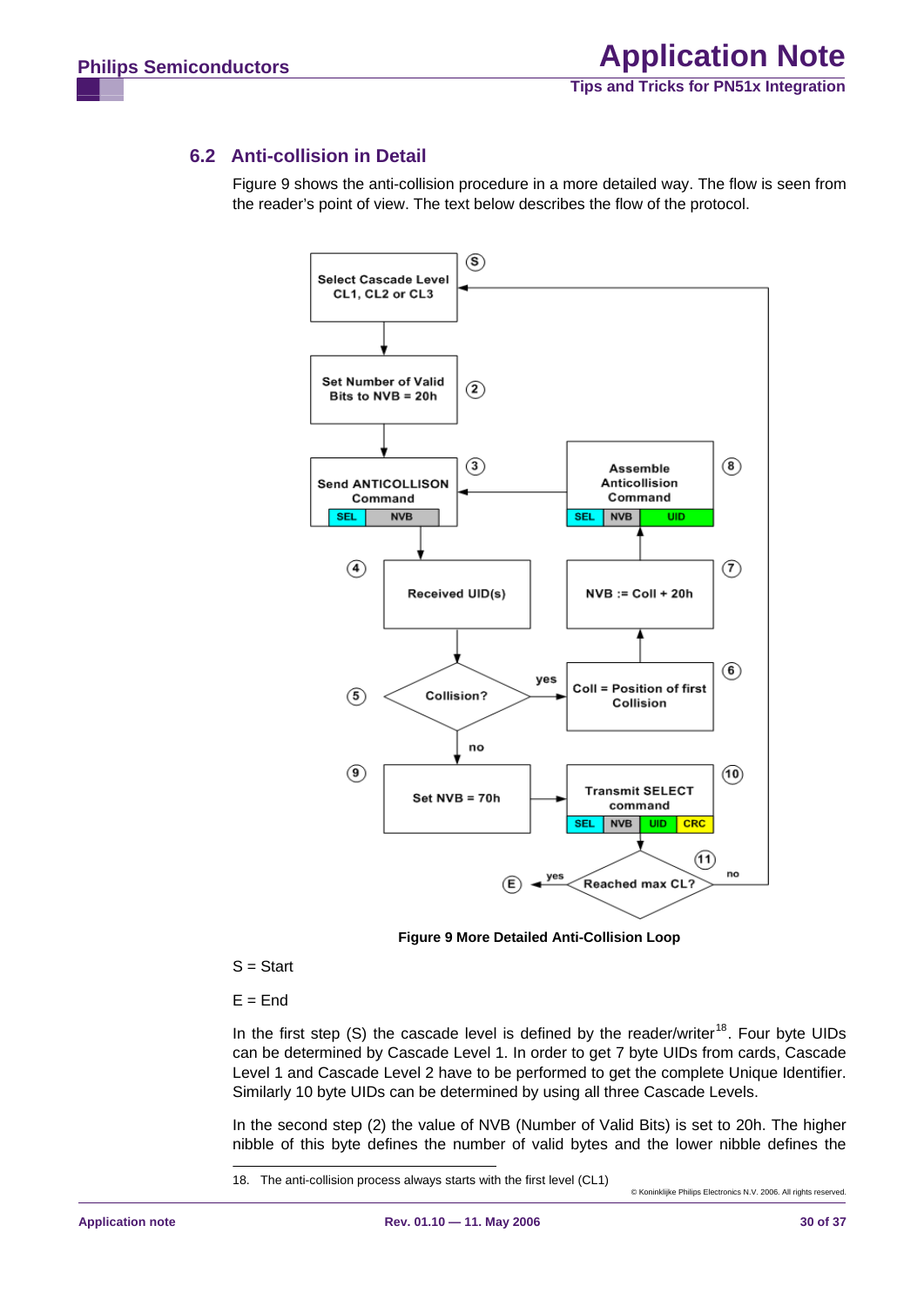## 6.2 Anti-collision in Detail

Figure 9 shows the anti-collision procedure in a more detailed way. The flow is seen from the reader's point of view. The text below describes the flow of the protocol.

**Figure 9 More Detailed Anti-Collision Loop**

S = Start

E = End

In the first step (S) the cascade level is defined by the reader/writer[18]. Four byte UIDs can be determined by Cascade Level 1. In order to get 7 byte UIDs from cards, Cascade Level 1 and Cascade Level 2 have to be performed to get the complete Unique Identifier. Similarly 10 byte UIDs can be determined by using all three Cascade Levels.

In the second step (2) the value of NVB (Number of Valid Bits) is set to 20h. The higher nibble of this byte defines the number of valid bytes and the lower nibble defines the

18. The anti-collision process always starts with the first level (CL1)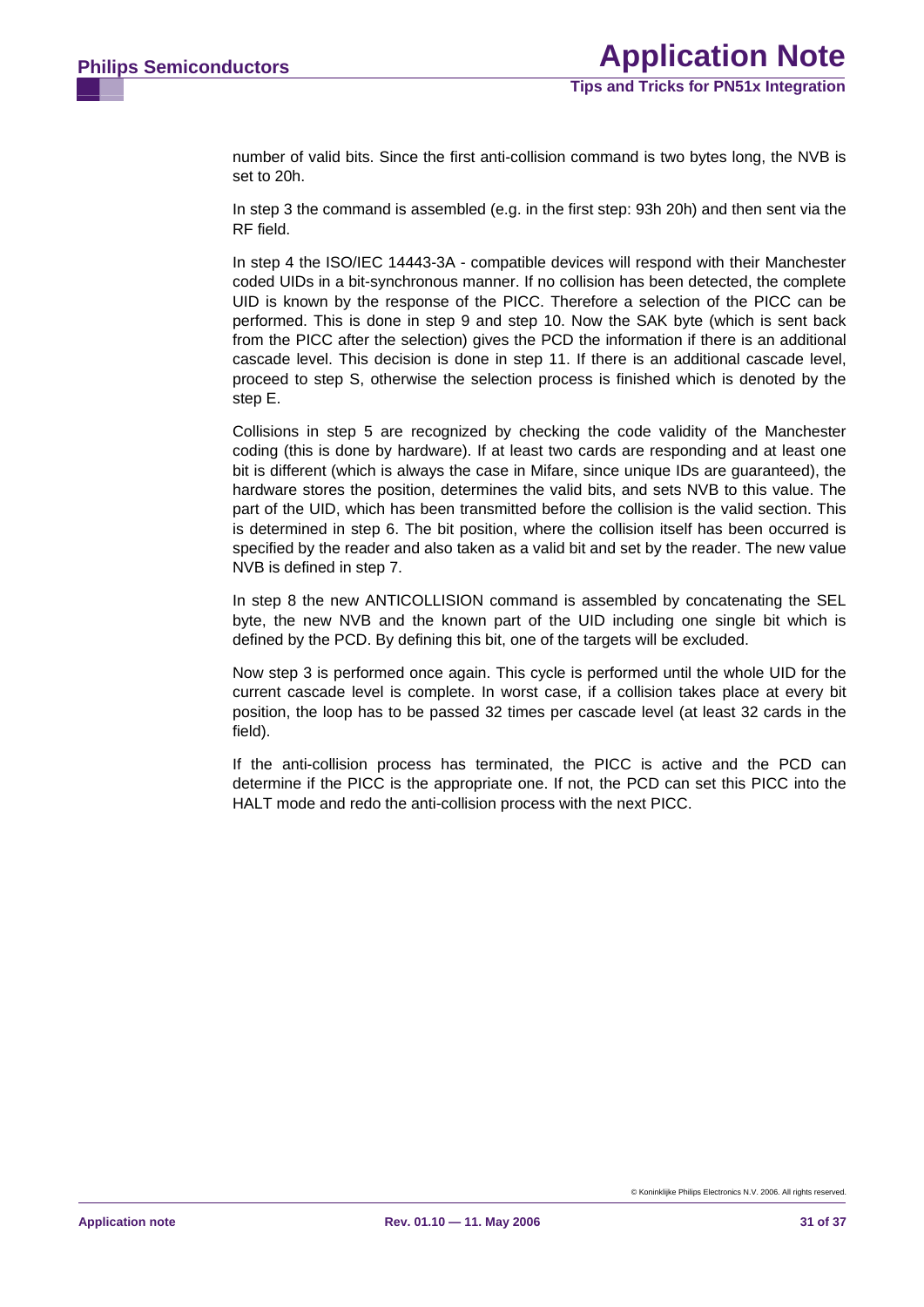number of valid bits. Since the first anti-collision command is two bytes long, the NVB is set to 20h.

In step 3 the command is assembled (e.g. in the first step: 93h 20h) and then sent via the RF field.

In step 4 the ISO/IEC 14443-3A - compatible devices will respond with their Manchester coded UIDs in a bit-synchronous manner. If no collision has been detected, the complete UID is known by the response of the PICC. Therefore a selection of the PICC can be performed. This is done in step 9 and step 10. Now the SAK byte (which is sent back from the PICC after the selection) gives the PCD the information if there is an additional cascade level. This decision is done in step 11. If there is an additional cascade level, proceed to step S, otherwise the selection process is finished which is denoted by the step E.

Collisions in step 5 are recognized by checking the code validity of the Manchester coding (this is done by hardware). If at least two cards are responding and at least one bit is different (which is always the case in Mifare, since unique IDs are guaranteed), the hardware stores the position, determines the valid bits, and sets NVB to this value. The part of the UID, which has been transmitted before the collision is the valid section. This is determined in step 6. The bit position, where the collision itself has been occurred is specified by the reader and also taken as a valid bit and set by the reader. The new value NVB is defined in step 7.

In step 8 the new ANTICOLLISION command is assembled by concatenating the SEL byte, the new NVB and the known part of the UID including one single bit which is defined by the PCD. By defining this bit, one of the targets will be excluded.

Now step 3 is performed once again. This cycle is performed until the whole UID for the current cascade level is complete. In worst case, if a collision takes place at every bit position, the loop has to be passed 32 times per cascade level (at least 32 cards in the field).

If the anti-collision process has terminated, the PICC is active and the PCD can determine if the PICC is the appropriate one. If not, the PCD can set this PICC into the HALT mode and redo the anti-collision process with the next PICC.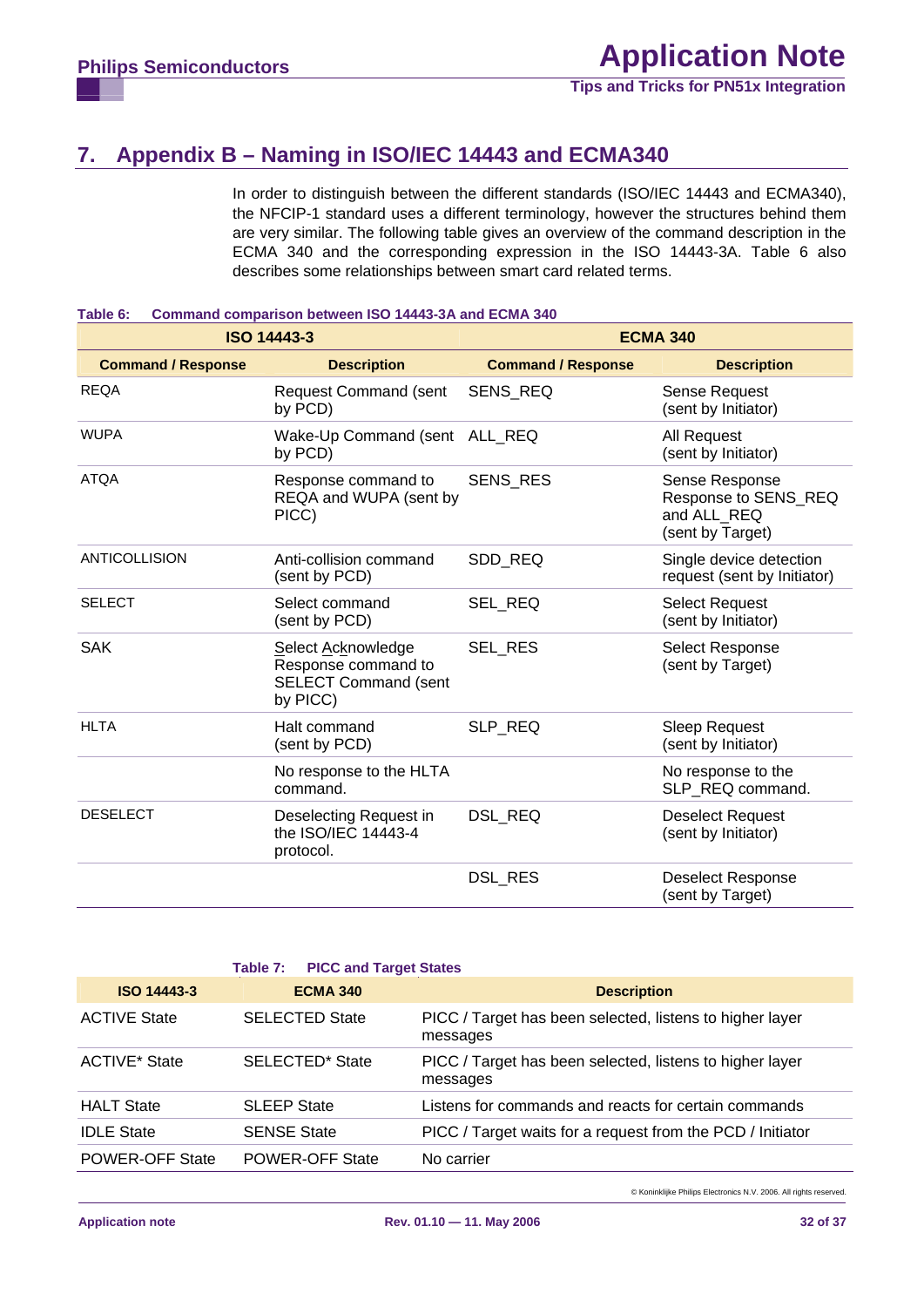# 7. Appendix B – Naming in ISO/IEC 14443 and ECMA340

In order to distinguish between the different standards (ISO/IEC 14443 and ECMA340), the NFCIP-1 standard uses a different terminology, however the structures behind them are very similar. The following table gives an overview of the command description in the ECMA 340 and the corresponding expression in the ISO 14443-3A. Table 6 also describes some relationships between smart card related terms.

**Table 6: Command comparison between ISO 14443-3A and ECMA 340**

| ISO 14443-3 | | ECMA 340 | |
|---|---|---|---|
| **Command / Response** | **Description** | **Command / Response** | **Description** |
| REQA | Request Command (sent by PCD) | SENS_REQ | Sense Request (sent by Initiator) |
| WUPA | Wake-Up Command (sent by PCD) | ALL_REQ | All Request (sent by Initiator) |
| ATQA | Response command to REQA and WUPA (sent by PICC) | SENS_RES | Sense Response Response to SENS_REQ and ALL_REQ (sent by Target) |
| ANTICOLLISION | Anti-collision command (sent by PCD) | SDD_REQ | Single device detection request (sent by Initiator) |
| SELECT | Select command (sent by PCD) | SEL_REQ | Select Request (sent by Initiator) |
| SAK | Select Acknowledge Response command to SELECT Command (sent by PICC) | SEL_RES | Select Response (sent by Target) |
| HLTA | Halt command (sent by PCD) | SLP_REQ | Sleep Request (sent by Initiator) |
| | No response to the HLTA command. | | No response to the SLP_REQ command. |
| DESELECT | Deselecting Request in the ISO/IEC 14443-4 protocol. | DSL_REQ | Deselect Request (sent by Initiator) |
| | | DSL_RES | Deselect Response (sent by Target) |

**Table 7: PICC and Target States**

| ISO 14443-3 | ECMA 340 | Description |
|---|---|---|
| ACTIVE State | SELECTED State | PICC / Target has been selected, listens to higher layer messages |
| ACTIVE* State | SELECTED* State | PICC / Target has been selected, listens to higher layer messages |
| HALT State | SLEEP State | Listens for commands and reacts for certain commands |
| IDLE State | SENSE State | PICC / Target waits for a request from the PCD / Initiator |
| POWER-OFF State | POWER-OFF State | No carrier |

© Koninklijke Philips Electronics N.V. 2006. All rights reserved.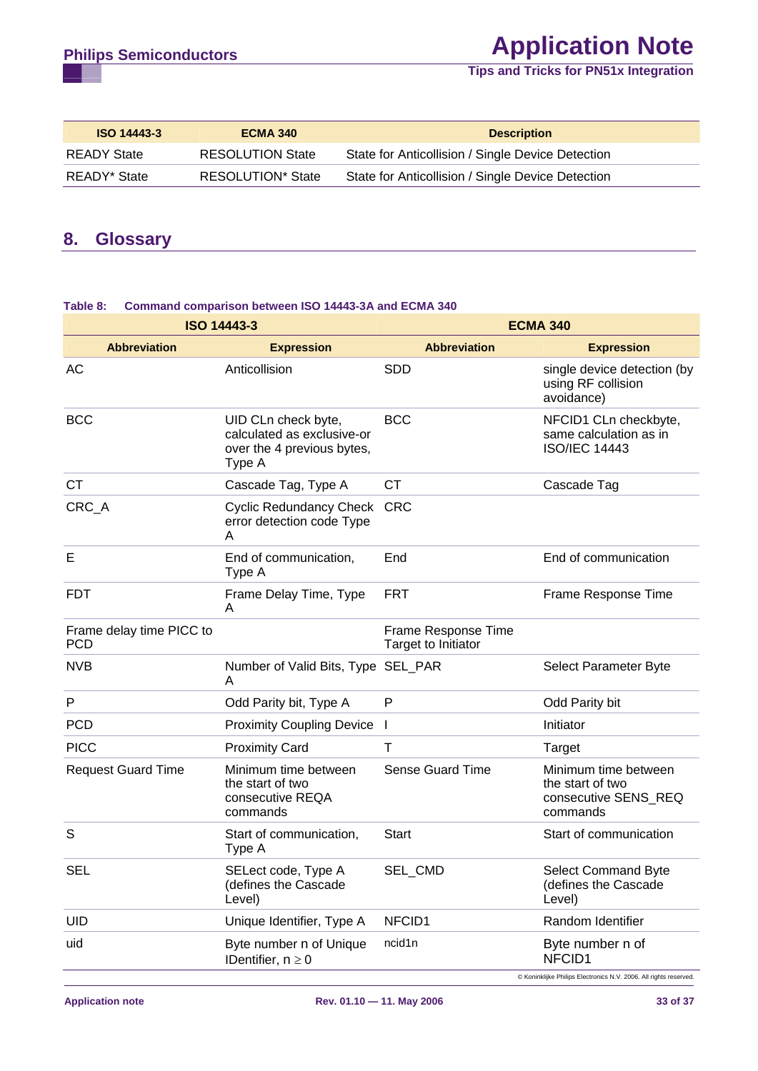| ISO 14443-3 | ECMA 340 | Description |
|---|---|---|
| READY State | RESOLUTION State | State for Anticollision / Single Device Detection |
| READY* State | RESOLUTION* State | State for Anticollision / Single Device Detection |

## 8. Glossary

**Table 8: Command comparison between ISO 14443-3A and ECMA 340**

| ISO 14443-3 | | ECMA 340 | |
|---|---|---|---|
| **Abbreviation** | **Expression** | **Abbreviation** | **Expression** |
| AC | Anticollision | SDD | single device detection (by using RF collision avoidance) |
| BCC | UID CLn check byte, calculated as exclusive-or over the 4 previous bytes, Type A | BCC | NFCID1 CLn checkbyte, same calculation as in ISO/IEC 14443 |
| CT | Cascade Tag, Type A | CT | Cascade Tag |
| CRC_A | Cyclic Redundancy Check error detection code Type A | CRC | |
| E | End of communication, Type A | End | End of communication |
| FDT | Frame Delay Time, Type A | FRT | Frame Response Time |
| Frame delay time PICC to PCD | | Frame Response Time Target to Initiator | |
| NVB | Number of Valid Bits, Type A | SEL_PAR | Select Parameter Byte |
| P | Odd Parity bit, Type A | P | Odd Parity bit |
| PCD | Proximity Coupling Device | I | Initiator |
| PICC | Proximity Card | T | Target |
| Request Guard Time | Minimum time between the start of two consecutive REQA commands | Sense Guard Time | Minimum time between the start of two consecutive SENS_REQ commands |
| S | Start of communication, Type A | Start | Start of communication |
| SEL | SELect code, Type A (defines the Cascade Level) | SEL_CMD | Select Command Byte (defines the Cascade Level) |
| UID | Unique Identifier, Type A | NFCID1 | Random Identifier |
| uid | Byte number n of Unique IDentifier, $n \geq 0$ | ncid1n | Byte number n of NFCID1 |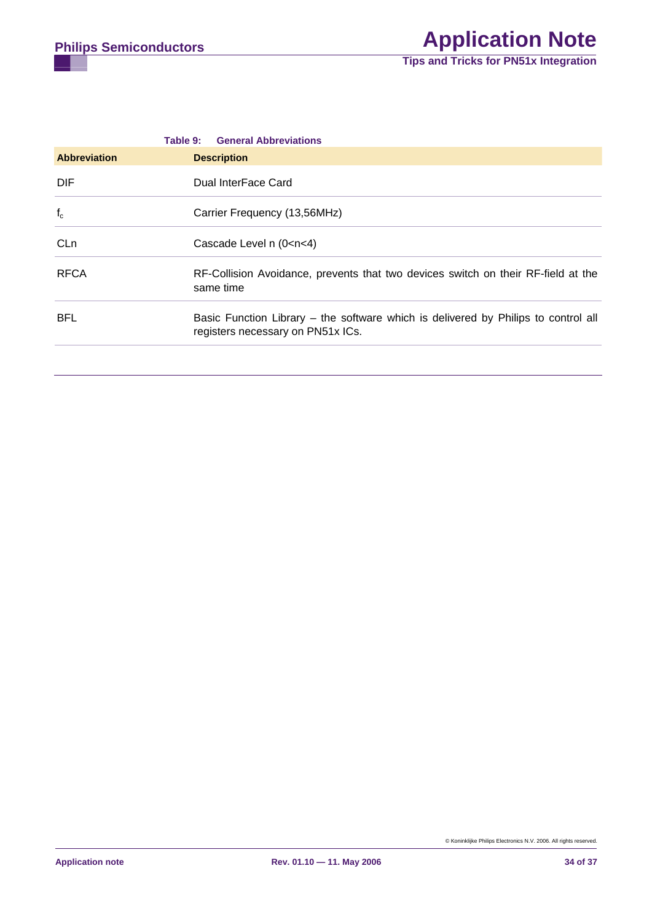**Table 9: General Abbreviations**

| Abbreviation | Description |
|---|---|
| DIF | Dual InterFace Card |
| $f_c$ | Carrier Frequency (13,56MHz) |
| CLn | Cascade Level n (0<n<4) |
| RFCA | RF-Collision Avoidance, prevents that two devices switch on their RF-field at the same time |
| BFL | Basic Function Library – the software which is delivered by Philips to control all registers necessary on PN51x ICs. |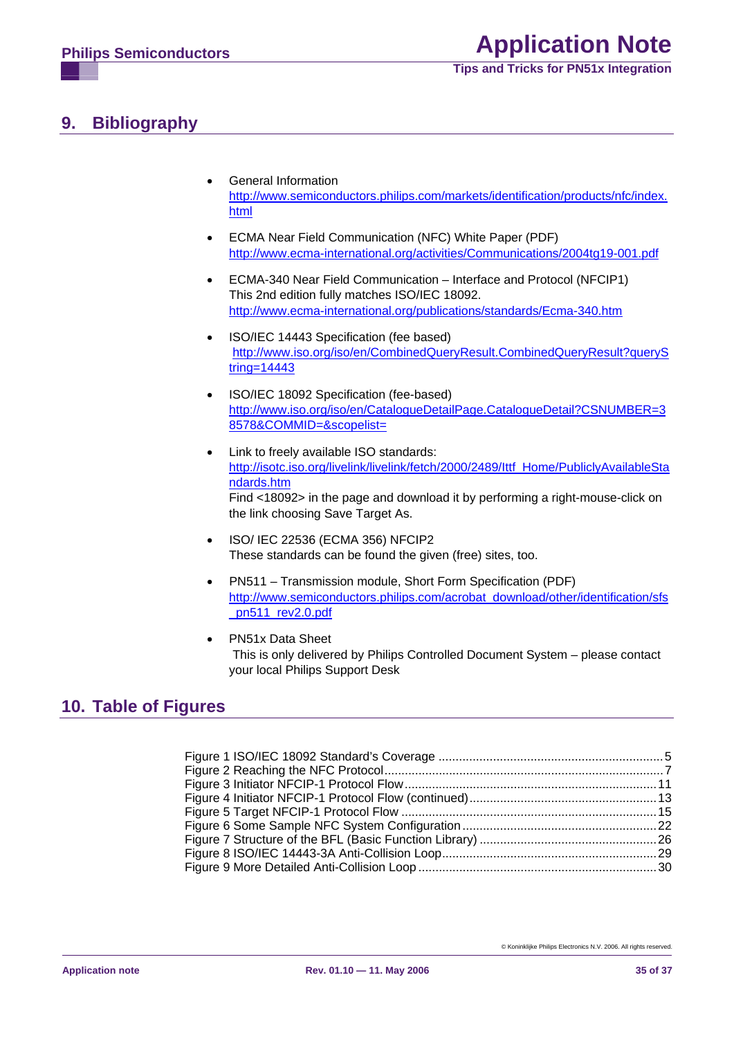## 9. Bibliography

- General Information
  http://www.semiconductors.philips.com/markets/identification/products/nfc/index.html
- ECMA Near Field Communication (NFC) White Paper (PDF)
  http://www.ecma-international.org/activities/Communications/2004tg19-001.pdf
- ECMA-340 Near Field Communication – Interface and Protocol (NFCIP1)
  This 2nd edition fully matches ISO/IEC 18092.
  http://www.ecma-international.org/publications/standards/Ecma-340.htm
- ISO/IEC 14443 Specification (fee based)
  http://www.iso.org/iso/en/CombinedQueryResult.CombinedQueryResult?queryString=14443
- ISO/IEC 18092 Specification (fee-based)
  http://www.iso.org/iso/en/CatalogueDetailPage.CatalogueDetail?CSNUMBER=38578&COMMID=&scopelist=
- Link to freely available ISO standards:
  http://isotc.iso.org/livelink/livelink/fetch/2000/2489/Ittf_Home/PubliclyAvailableStandards.htm
  Find <18092> in the page and download it by performing a right-mouse-click on the link choosing Save Target As.
- ISO/ IEC 22536 (ECMA 356) NFCIP2
  These standards can be found the given (free) sites, too.
- PN511 – Transmission module, Short Form Specification (PDF)
  http://www.semiconductors.philips.com/acrobat_download/other/identification/sfs_pn511_rev2.0.pdf
- PN51x Data Sheet
  This is only delivered by Philips Controlled Document System – please contact your local Philips Support Desk

## 10. Table of Figures

Figure 1 ISO/IEC 18092 Standard's Coverage ........ 5
Figure 2 Reaching the NFC Protocol ........ 7
Figure 3 Initiator NFCIP-1 Protocol Flow ........ 11
Figure 4 Initiator NFCIP-1 Protocol Flow (continued) ........ 13
Figure 5 Target NFCIP-1 Protocol Flow ........ 15
Figure 6 Some Sample NFC System Configuration ........ 22
Figure 7 Structure of the BFL (Basic Function Library) ........ 26
Figure 8 ISO/IEC 14443-3A Anti-Collision Loop ........ 29
Figure 9 More Detailed Anti-Collision Loop ........ 30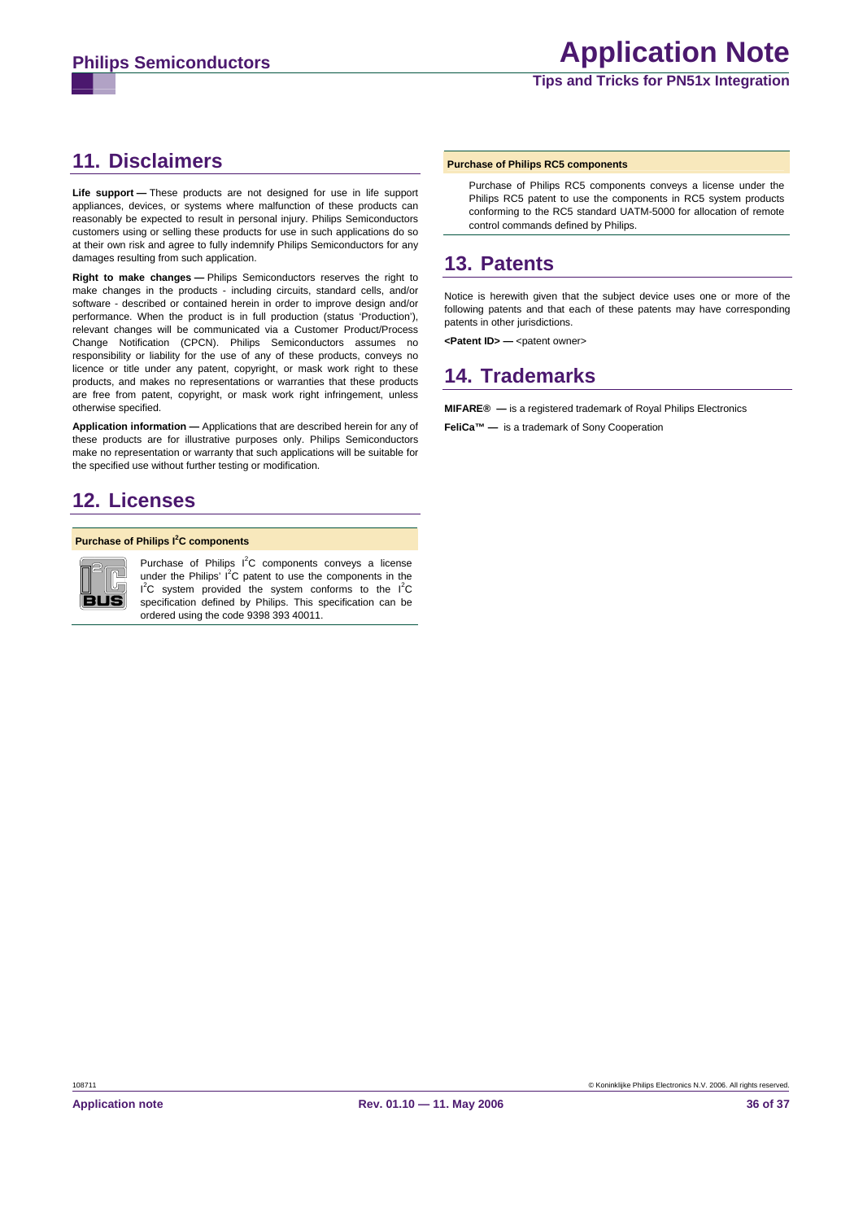## 11. Disclaimers

**Life support —** These products are not designed for use in life support appliances, devices, or systems where malfunction of these products can reasonably be expected to result in personal injury. Philips Semiconductors customers using or selling these products for use in such applications do so at their own risk and agree to fully indemnify Philips Semiconductors for any damages resulting from such application.

**Right to make changes —** Philips Semiconductors reserves the right to make changes in the products - including circuits, standard cells, and/or software - described or contained herein in order to improve design and/or performance. When the product is in full production (status 'Production'), relevant changes will be communicated via a Customer Product/Process Change Notification (CPCN). Philips Semiconductors assumes no responsibility or liability for the use of any of these products, conveys no licence or title under any patent, copyright, or mask work right to these products, and makes no representations or warranties that these products are free from patent, copyright, or mask work right infringement, unless otherwise specified.

**Application information —** Applications that are described herein for any of these products are for illustrative purposes only. Philips Semiconductors make no representation or warranty that such applications will be suitable for the specified use without further testing or modification.

## 12. Licenses

**Purchase of Philips $I^2C$ components**

Purchase of Philips $I^2C$ components conveys a license under the Philips' $I^2C$ patent to use the components in the $I^2C$ system provided the system conforms to the $I^2C$ specification defined by Philips. This specification can be ordered using the code 9398 393 40011.

**Purchase of Philips RC5 components**

Purchase of Philips RC5 components conveys a license under the Philips RC5 patent to use the components in RC5 system products conforming to the RC5 standard UATM-5000 for allocation of remote control commands defined by Philips.

## 13. Patents

Notice is herewith given that the subject device uses one or more of the following patents and that each of these patents may have corresponding patents in other jurisdictions.

**<Patent ID> —** <patent owner>

## 14. Trademarks

**MIFARE® —** is a registered trademark of Royal Philips Electronics

**FeliCa™ —** is a trademark of Sony Cooperation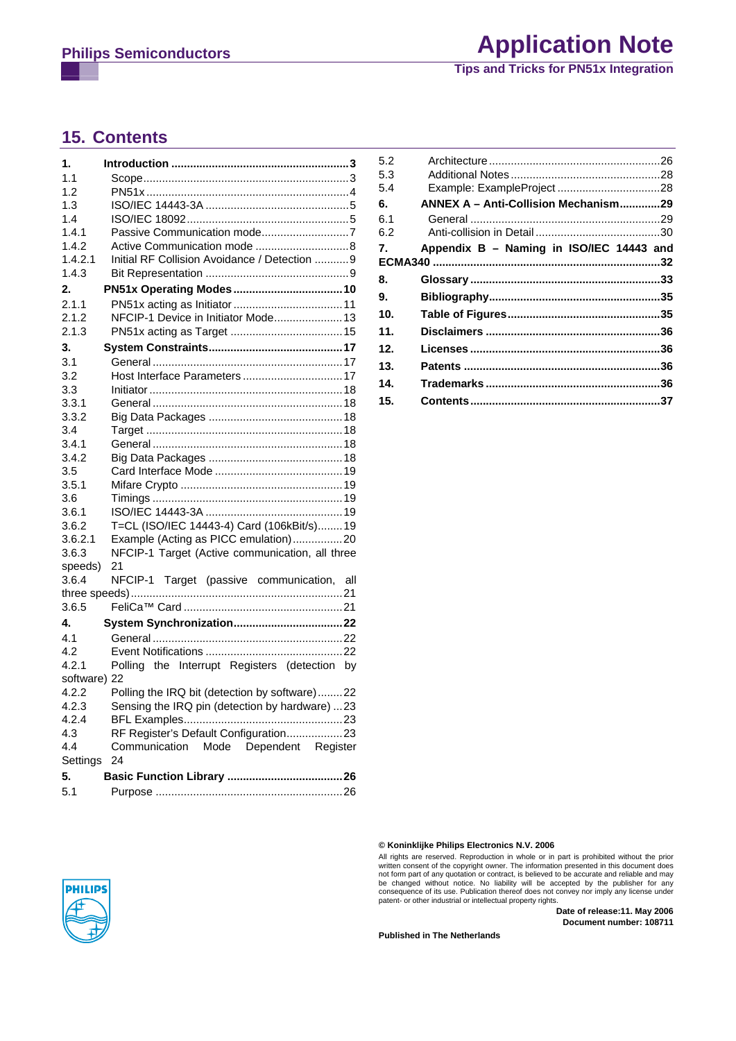## 15. Contents

1. **Introduction** ........................................................ **3**
1.1 Scope ........................................................ 3
1.2 PN51x ........................................................ 4
1.3 ISO/IEC 14443-3A ........................................................ 5
1.4 ISO/IEC 18092 ........................................................ 5
1.4.1 Passive Communication mode ........................................................ 7
1.4.2 Active Communication mode ........................................................ 8
1.4.2.1 Initial RF Collision Avoidance / Detection ........................................................ 9
1.4.3 Bit Representation ........................................................ 9
2. **PN51x Operating Modes** ........................................................ **10**
2.1.1 PN51x acting as Initiator ........................................................ 11
2.1.2 NFCIP-1 Device in Initiator Mode ........................................................ 13
2.1.3 PN51x acting as Target ........................................................ 15
3. **System Constraints** ........................................................ **17**
3.1 General ........................................................ 17
3.2 Host Interface Parameters ........................................................ 17
3.3 Initiator ........................................................ 18
3.3.1 General ........................................................ 18
3.3.2 Big Data Packages ........................................................ 18
3.4 Target ........................................................ 18
3.4.1 General ........................................................ 18
3.4.2 Big Data Packages ........................................................ 18
3.5 Card Interface Mode ........................................................ 19
3.5.1 Mifare Crypto ........................................................ 19
3.6 Timings ........................................................ 19
3.6.1 ISO/IEC 14443-3A ........................................................ 19
3.6.2 T=CL (ISO/IEC 14443-4) Card (106kBit/s) ........................................................ 19
3.6.2.1 Example (Acting as PICC emulation) ........................................................ 20
3.6.3 NFCIP-1 Target (Active communication, all three speeds) 21
3.6.4 NFCIP-1 Target (passive communication, all three speeds) ........................................................ 21
3.6.5 FeliCa™ Card ........................................................ 21
4. **System Synchronization** ........................................................ **22**
4.1 General ........................................................ 22
4.2 Event Notifications ........................................................ 22
4.2.1 Polling the Interrupt Registers (detection by software) 22
4.2.2 Polling the IRQ bit (detection by software) ........................................................ 22
4.2.3 Sensing the IRQ pin (detection by hardware) ........................................................ 23
4.2.4 BFL Examples ........................................................ 23
4.3 RF Register's Default Configuration ........................................................ 23
4.4 Communication Mode Dependent Register Settings 24
5. **Basic Function Library** ........................................................ **26**
5.1 Purpose ........................................................ 26
5.2 Architecture ........................................................ 26
5.3 Additional Notes ........................................................ 28
5.4 Example: ExampleProject ........................................................ 28
6. **ANNEX A – Anti-Collision Mechanism** ........................................................ **29**
6.1 General ........................................................ 29
6.2 Anti-collision in Detail ........................................................ 30
7. **Appendix B – Naming in ISO/IEC 14443 and ECMA340** ........................................................ **32**
8. **Glossary** ........................................................ **33**
9. **Bibliography** ........................................................ **35**
10. **Table of Figures** ........................................................ **35**
11. **Disclaimers** ........................................................ **36**
12. **Licenses** ........................................................ **36**
13. **Patents** ........................................................ **36**
14. **Trademarks** ........................................................ **36**
15. **Contents** ........................................................ **37**

**© Koninklijke Philips Electronics N.V. 2006**

All rights are reserved. Reproduction in whole or in part is prohibited without the prior written consent of the copyright owner. The information presented in this document does not form part of any quotation or contract, is believed to be accurate and reliable and may be changed without notice. No liability will be accepted by the publisher for any consequence of its use. Publication thereof does not convey nor imply any license under patent- or other industrial or intellectual property rights.

**Date of release:11. May 2006**
**Document number: 108711**

**Published in The Netherlands**